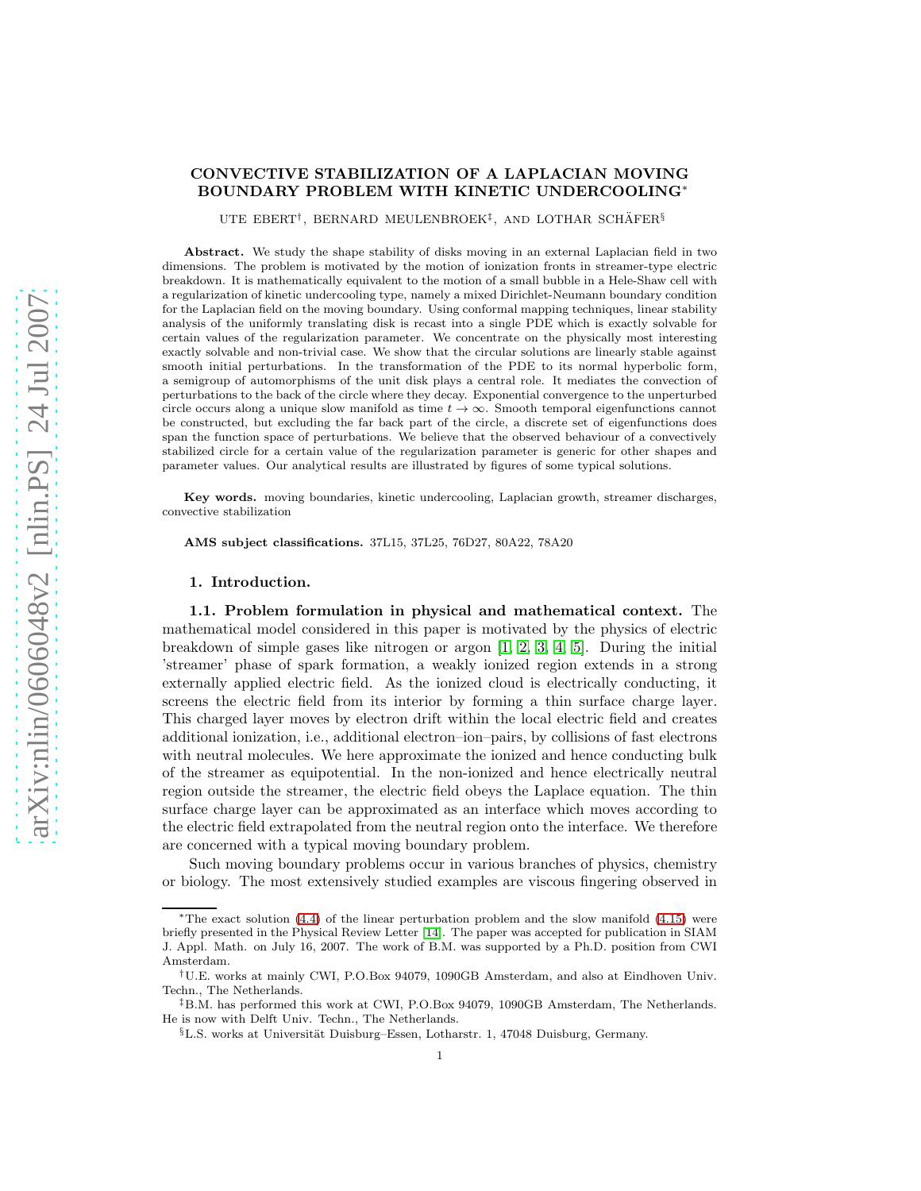# CONVECTIVE STABILIZATION OF A LAPLACIAN MOVING BOUNDARY PROBLEM WITH KINETIC UNDERCOOLING*

UTE EBERT†, BERNARD MEULENBROEK‡, AND LOTHAR SCHÄFER§

**Abstract.** We study the shape stability of disks moving in an external Laplacian field in two dimensions. The problem is motivated by the motion of ionization fronts in streamer-type electric breakdown. It is mathematically equivalent to the motion of a small bubble in a Hele-Shaw cell with a regularization of kinetic undercooling type, namely a mixed Dirichlet-Neumann boundary condition for the Laplacian field on the moving boundary. Using conformal mapping techniques, linear stability analysis of the uniformly translating disk is recast into a single PDE which is exactly solvable for certain values of the regularization parameter. We concentrate on the physically most interesting exactly solvable and non-trivial case. We show that the circular solutions are linearly stable against smooth initial perturbations. In the transformation of the PDE to its normal hyperbolic form, a semigroup of automorphisms of the unit disk plays a central role. It mediates the convection of perturbations to the back of the circle where they decay. Exponential convergence to the unperturbed circle occurs along a unique slow manifold as time $t \to \infty$. Smooth temporal eigenfunctions cannot be constructed, but excluding the far back part of the circle, a discrete set of eigenfunctions does span the function space of perturbations. We believe that the observed behaviour of a convectively stabilized circle for a certain value of the regularization parameter is generic for other shapes and parameter values. Our analytical results are illustrated by figures of some typical solutions.

**Key words.** moving boundaries, kinetic undercooling, Laplacian growth, streamer discharges, convective stabilization

**AMS subject classifications.** 37L15, 37L25, 76D27, 80A22, 78A20

## 1. Introduction.

### 1.1. Problem formulation in physical and mathematical context.

The mathematical model considered in this paper is motivated by the physics of electric breakdown of simple gases like nitrogen or argon [1, 2, 3, 4, 5]. During the initial 'streamer' phase of spark formation, a weakly ionized region extends in a strong externally applied electric field. As the ionized cloud is electrically conducting, it screens the electric field from its interior by forming a thin surface charge layer. This charged layer moves by electron drift within the local electric field and creates additional ionization, i.e., additional electron–ion–pairs, by collisions of fast electrons with neutral molecules. We here approximate the ionized and hence conducting bulk of the streamer as equipotential. In the non-ionized and hence electrically neutral region outside the streamer, the electric field obeys the Laplace equation. The thin surface charge layer can be approximated as an interface which moves according to the electric field extrapolated from the neutral region onto the interface. We therefore are concerned with a typical moving boundary problem.

Such moving boundary problems occur in various branches of physics, chemistry or biology. The most extensively studied examples are viscous fingering observed in

---

*The exact solution (4.4) of the linear perturbation problem and the slow manifold (4.15) were briefly presented in the Physical Review Letter [14]. The paper was accepted for publication in SIAM J. Appl. Math. on July 16, 2007. The work of B.M. was supported by a Ph.D. position from CWI Amsterdam.

†U.E. works at mainly CWI, P.O.Box 94079, 1090GB Amsterdam, and also at Eindhoven Univ. Techn., The Netherlands.

‡B.M. has performed this work at CWI, P.O.Box 94079, 1090GB Amsterdam, The Netherlands. He is now with Delft Univ. Techn., The Netherlands.

§L.S. works at Universität Duisburg–Essen, Lotharstr. 1, 47048 Duisburg, Germany.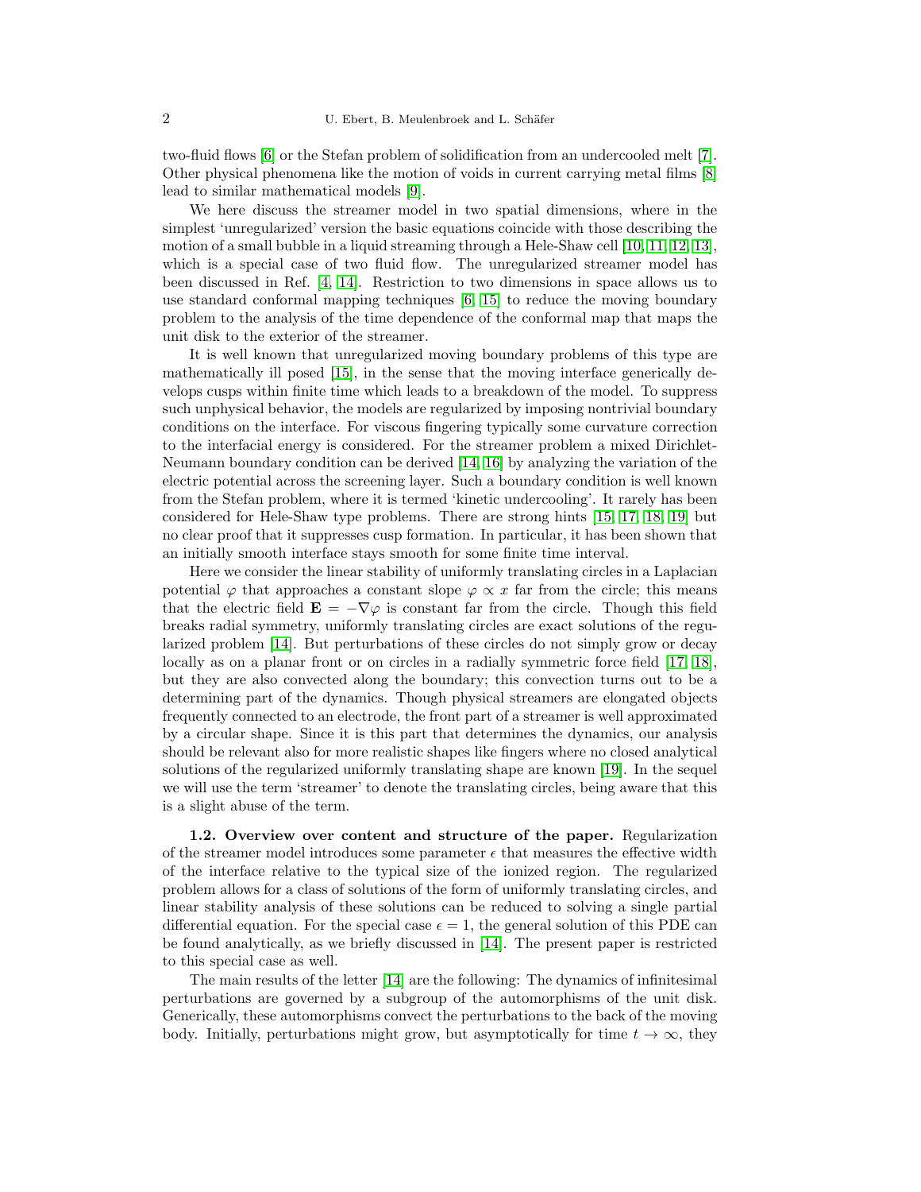two-fluid flows [6] or the Stefan problem of solidification from an undercooled melt [7]. Other physical phenomena like the motion of voids in current carrying metal films [8] lead to similar mathematical models [9].

We here discuss the streamer model in two spatial dimensions, where in the simplest 'unregularized' version the basic equations coincide with those describing the motion of a small bubble in a liquid streaming through a Hele-Shaw cell [10, 11, 12, 13], which is a special case of two fluid flow. The unregularized streamer model has been discussed in Ref. [4, 14]. Restriction to two dimensions in space allows us to use standard conformal mapping techniques [6, 15] to reduce the moving boundary problem to the analysis of the time dependence of the conformal map that maps the unit disk to the exterior of the streamer.

It is well known that unregularized moving boundary problems of this type are mathematically ill posed [15], in the sense that the moving interface generically develops cusps within finite time which leads to a breakdown of the model. To suppress such unphysical behavior, the models are regularized by imposing nontrivial boundary conditions on the interface. For viscous fingering typically some curvature correction to the interfacial energy is considered. For the streamer problem a mixed Dirichlet-Neumann boundary condition can be derived [14, 16] by analyzing the variation of the electric potential across the screening layer. Such a boundary condition is well known from the Stefan problem, where it is termed 'kinetic undercooling'. It rarely has been considered for Hele-Shaw type problems. There are strong hints [15, 17, 18, 19] but no clear proof that it suppresses cusp formation. In particular, it has been shown that an initially smooth interface stays smooth for some finite time interval.

Here we consider the linear stability of uniformly translating circles in a Laplacian potential $\varphi$ that approaches a constant slope $\varphi \propto x$ far from the circle; this means that the electric field $\mathbf{E} = -\nabla\varphi$ is constant far from the circle. Though this field breaks radial symmetry, uniformly translating circles are exact solutions of the regularized problem [14]. But perturbations of these circles do not simply grow or decay locally as on a planar front or on circles in a radially symmetric force field [17, 18], but they are also convected along the boundary; this convection turns out to be a determining part of the dynamics. Though physical streamers are elongated objects frequently connected to an electrode, the front part of a streamer is well approximated by a circular shape. Since it is this part that determines the dynamics, our analysis should be relevant also for more realistic shapes like fingers where no closed analytical solutions of the regularized uniformly translating shape are known [19]. In the sequel we will use the term 'streamer' to denote the translating circles, being aware that this is a slight abuse of the term.

**1.2. Overview over content and structure of the paper.** Regularization of the streamer model introduces some parameter $\epsilon$ that measures the effective width of the interface relative to the typical size of the ionized region. The regularized problem allows for a class of solutions of the form of uniformly translating circles, and linear stability analysis of these solutions can be reduced to solving a single partial differential equation. For the special case $\epsilon = 1$, the general solution of this PDE can be found analytically, as we briefly discussed in [14]. The present paper is restricted to this special case as well.

The main results of the letter [14] are the following: The dynamics of infinitesimal perturbations are governed by a subgroup of the automorphisms of the unit disk. Generically, these automorphisms convect the perturbations to the back of the moving body. Initially, perturbations might grow, but asymptotically for time $t \to \infty$, they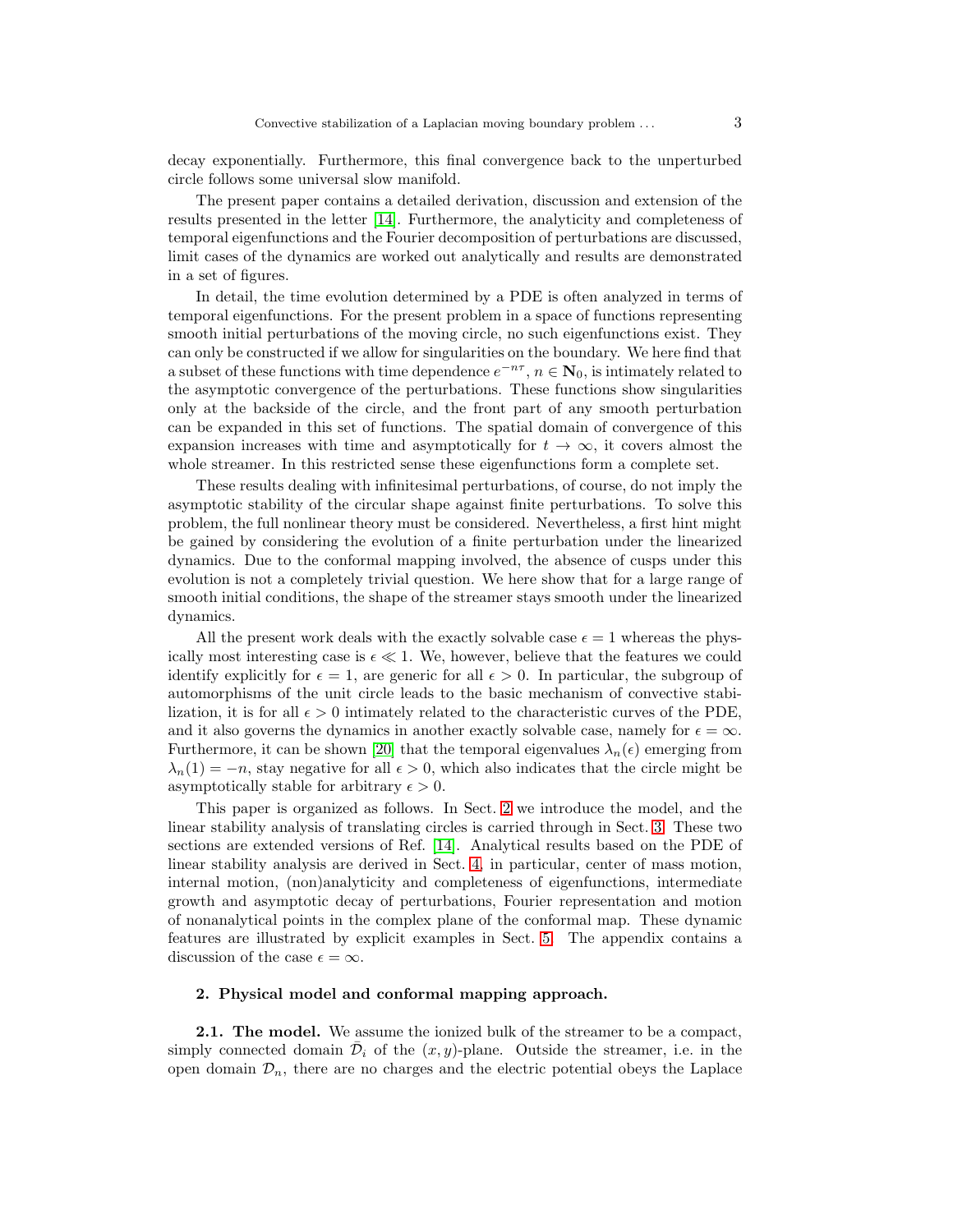decay exponentially. Furthermore, this final convergence back to the unperturbed circle follows some universal slow manifold.

The present paper contains a detailed derivation, discussion and extension of the results presented in the letter [14]. Furthermore, the analyticity and completeness of temporal eigenfunctions and the Fourier decomposition of perturbations are discussed, limit cases of the dynamics are worked out analytically and results are demonstrated in a set of figures.

In detail, the time evolution determined by a PDE is often analyzed in terms of temporal eigenfunctions. For the present problem in a space of functions representing smooth initial perturbations of the moving circle, no such eigenfunctions exist. They can only be constructed if we allow for singularities on the boundary. We here find that a subset of these functions with time dependence $e^{-n\tau}$, $n \in \mathbf{N}_0$, is intimately related to the asymptotic convergence of the perturbations. These functions show singularities only at the backside of the circle, and the front part of any smooth perturbation can be expanded in this set of functions. The spatial domain of convergence of this expansion increases with time and asymptotically for $t \to \infty$, it covers almost the whole streamer. In this restricted sense these eigenfunctions form a complete set.

These results dealing with infinitesimal perturbations, of course, do not imply the asymptotic stability of the circular shape against finite perturbations. To solve this problem, the full nonlinear theory must be considered. Nevertheless, a first hint might be gained by considering the evolution of a finite perturbation under the linearized dynamics. Due to the conformal mapping involved, the absence of cusps under this evolution is not a completely trivial question. We here show that for a large range of smooth initial conditions, the shape of the streamer stays smooth under the linearized dynamics.

All the present work deals with the exactly solvable case $\epsilon = 1$ whereas the physically most interesting case is $\epsilon \ll 1$. We, however, believe that the features we could identify explicitly for $\epsilon = 1$, are generic for all $\epsilon > 0$. In particular, the subgroup of automorphisms of the unit circle leads to the basic mechanism of convective stabilization, it is for all $\epsilon > 0$ intimately related to the characteristic curves of the PDE, and it also governs the dynamics in another exactly solvable case, namely for $\epsilon = \infty$. Furthermore, it can be shown [20] that the temporal eigenvalues $\lambda_n(\epsilon)$ emerging from $\lambda_n(1) = -n$, stay negative for all $\epsilon > 0$, which also indicates that the circle might be asymptotically stable for arbitrary $\epsilon > 0$.

This paper is organized as follows. In Sect. 2 we introduce the model, and the linear stability analysis of translating circles is carried through in Sect. 3. These two sections are extended versions of Ref. [14]. Analytical results based on the PDE of linear stability analysis are derived in Sect. 4, in particular, center of mass motion, internal motion, (non)analyticity and completeness of eigenfunctions, intermediate growth and asymptotic decay of perturbations, Fourier representation and motion of nonanalytical points in the complex plane of the conformal map. These dynamic features are illustrated by explicit examples in Sect. 5. The appendix contains a discussion of the case $\epsilon = \infty$.

## 2. Physical model and conformal mapping approach.

**2.1. The model.** We assume the ionized bulk of the streamer to be a compact, simply connected domain $\bar{\mathcal{D}}_i$ of the $(x, y)$-plane. Outside the streamer, i.e. in the open domain $\mathcal{D}_n$, there are no charges and the electric potential obeys the Laplace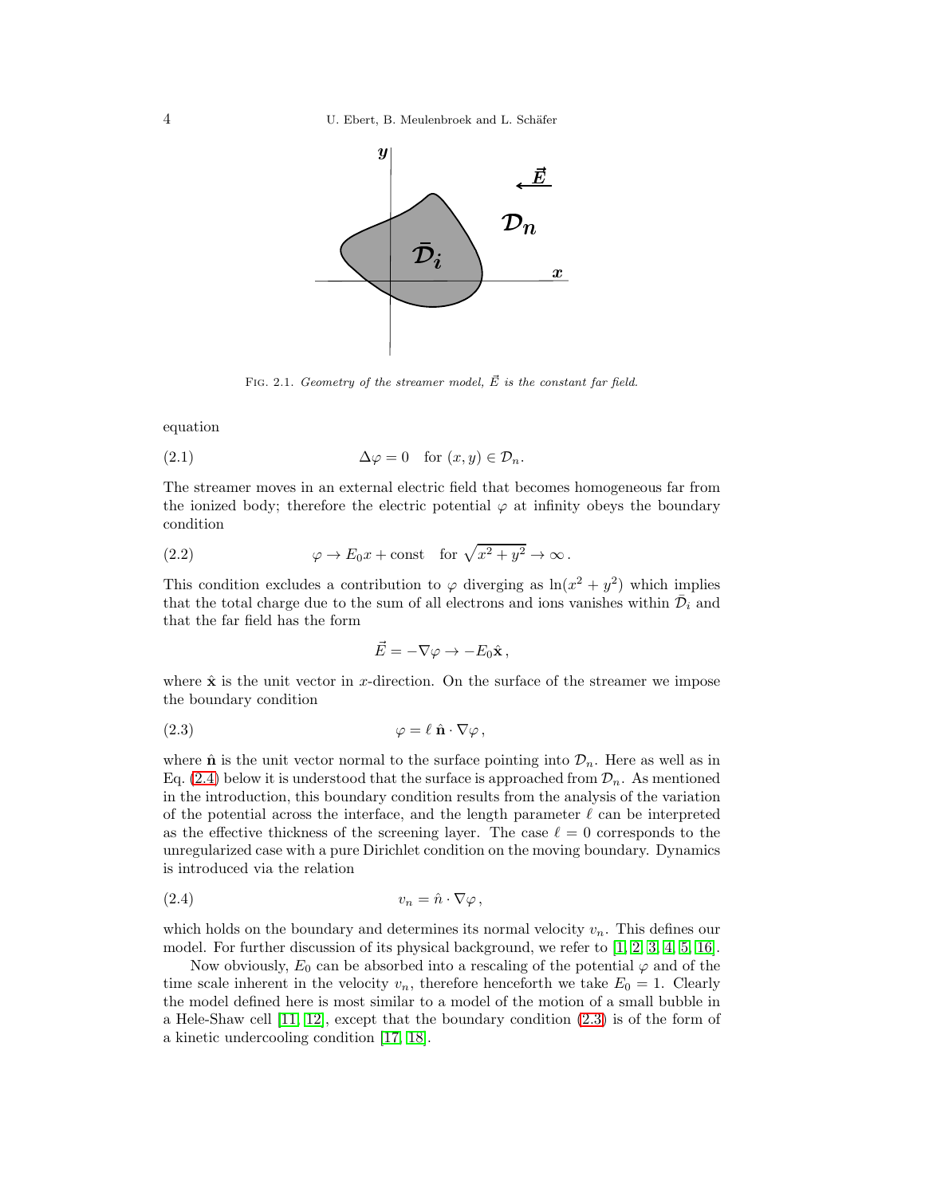Fig. 2.1. *Geometry of the streamer model, $\vec{E}$ is the constant far field.*

equation

$$\Delta\varphi = 0 \quad \text{for } (x, y) \in \mathcal{D}_n. \tag{2.1}$$

The streamer moves in an external electric field that becomes homogeneous far from the ionized body; therefore the electric potential $\varphi$ at infinity obeys the boundary condition

$$\varphi \to E_0 x + \text{const} \quad \text{for } \sqrt{x^2 + y^2} \to \infty\,. \tag{2.2}$$

This condition excludes a contribution to $\varphi$ diverging as $\ln(x^2 + y^2)$ which implies that the total charge due to the sum of all electrons and ions vanishes within $\bar{\mathcal{D}}_i$ and that the far field has the form

$$\vec{E} = -\nabla\varphi \to -E_0 \hat{\mathbf{x}}\,,$$

where $\hat{\mathbf{x}}$ is the unit vector in $x$-direction. On the surface of the streamer we impose the boundary condition

$$\varphi = \ell\, \hat{\mathbf{n}} \cdot \nabla\varphi\,, \tag{2.3}$$

where $\hat{\mathbf{n}}$ is the unit vector normal to the surface pointing into $\mathcal{D}_n$. Here as well as in Eq. (2.4) below it is understood that the surface is approached from $\mathcal{D}_n$. As mentioned in the introduction, this boundary condition results from the analysis of the variation of the potential across the interface, and the length parameter $\ell$ can be interpreted as the effective thickness of the screening layer. The case $\ell = 0$ corresponds to the unregularized case with a pure Dirichlet condition on the moving boundary. Dynamics is introduced via the relation

$$v_n = \hat{n} \cdot \nabla\varphi\,, \tag{2.4}$$

which holds on the boundary and determines its normal velocity $v_n$. This defines our model. For further discussion of its physical background, we refer to [1, 2, 3, 4, 5, 16].

Now obviously, $E_0$ can be absorbed into a rescaling of the potential $\varphi$ and of the time scale inherent in the velocity $v_n$, therefore henceforth we take $E_0 = 1$. Clearly the model defined here is most similar to a model of the motion of a small bubble in a Hele-Shaw cell [11, 12], except that the boundary condition (2.3) is of the form of a kinetic undercooling condition [17, 18].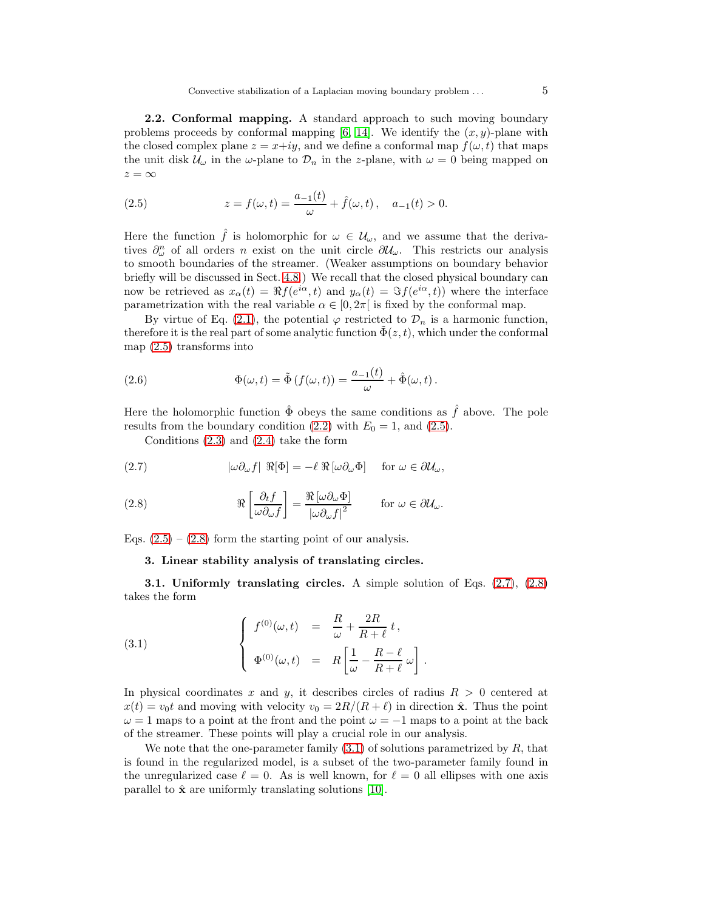**2.2. Conformal mapping.** A standard approach to such moving boundary problems proceeds by conformal mapping [6, 14]. We identify the $(x, y)$-plane with the closed complex plane $z = x+iy$, and we define a conformal map $f(\omega, t)$ that maps the unit disk $\mathcal{U}_\omega$ in the $\omega$-plane to $\mathcal{D}_n$ in the $z$-plane, with $\omega = 0$ being mapped on $z = \infty$

$$z = f(\omega, t) = \frac{a_{-1}(t)}{\omega} + \hat{f}(\omega, t)\,, \quad a_{-1}(t) > 0. \tag{2.5}$$

Here the function $\hat{f}$ is holomorphic for $\omega \in \mathcal{U}_\omega$, and we assume that the derivatives $\partial_\omega^n$ of all orders $n$ exist on the unit circle $\partial\mathcal{U}_\omega$. This restricts our analysis to smooth boundaries of the streamer. (Weaker assumptions on boundary behavior briefly will be discussed in Sect. 4.8.) We recall that the closed physical boundary can now be retrieved as $x_\alpha(t) = \Re f(e^{i\alpha}, t)$ and $y_\alpha(t) = \Im f(e^{i\alpha}, t))$ where the interface parametrization with the real variable $\alpha \in [0, 2\pi[$ is fixed by the conformal map.

By virtue of Eq. (2.1), the potential $\varphi$ restricted to $\mathcal{D}_n$ is a harmonic function, therefore it is the real part of some analytic function $\tilde{\Phi}(z, t)$, which under the conformal map (2.5) transforms into

$$\Phi(\omega, t) = \tilde{\Phi}\left(f(\omega, t)\right) = \frac{a_{-1}(t)}{\omega} + \hat{\Phi}(\omega, t)\,. \tag{2.6}$$

Here the holomorphic function $\hat{\Phi}$ obeys the same conditions as $\hat{f}$ above. The pole results from the boundary condition (2.2) with $E_0 = 1$, and (2.5).

Conditions (2.3) and (2.4) take the form

$$|\omega\partial_\omega f|\ \Re[\Phi] = -\ell\, \Re\left[\omega\partial_\omega\Phi\right] \quad \text{for } \omega \in \partial\mathcal{U}_\omega, \tag{2.7}$$

$$\Re\left[\frac{\partial_t f}{\omega\partial_\omega f}\right] = \frac{\Re\left[\omega\partial_\omega\Phi\right]}{|\omega\partial_\omega f|^2} \qquad \text{for } \omega \in \partial\mathcal{U}_\omega. \tag{2.8}$$

Eqs. (2.5) – (2.8) form the starting point of our analysis.

## 3. Linear stability analysis of translating circles.

**3.1. Uniformly translating circles.** A simple solution of Eqs. (2.7), (2.8) takes the form

$$\left\{\begin{array}{rcl} f^{(0)}(\omega, t) & = & \dfrac{R}{\omega} + \dfrac{2R}{R+\ell}\, t\,, \\[2ex] \Phi^{(0)}(\omega, t) & = & R\left[\dfrac{1}{\omega} - \dfrac{R-\ell}{R+\ell}\,\omega\right]. \end{array}\right. \tag{3.1}$$

In physical coordinates $x$ and $y$, it describes circles of radius $R > 0$ centered at $x(t) = v_0 t$ and moving with velocity $v_0 = 2R/(R+\ell)$ in direction $\hat{\mathbf{x}}$. Thus the point $\omega = 1$ maps to a point at the front and the point $\omega = -1$ maps to a point at the back of the streamer. These points will play a crucial role in our analysis.

We note that the one-parameter family (3.1) of solutions parametrized by $R$, that is found in the regularized model, is a subset of the two-parameter family found in the unregularized case $\ell = 0$. As is well known, for $\ell = 0$ all ellipses with one axis parallel to $\hat{\mathbf{x}}$ are uniformly translating solutions [10].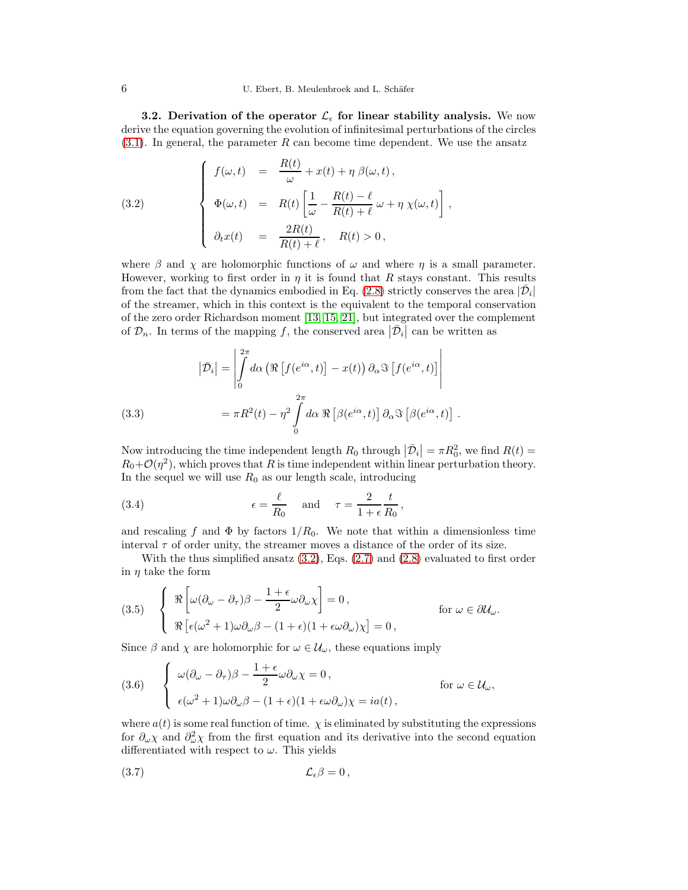**3.2. Derivation of the operator $\mathcal{L}_\epsilon$ for linear stability analysis.** We now derive the equation governing the evolution of infinitesimal perturbations of the circles (3.1). In general, the parameter $R$ can become time dependent. We use the ansatz

$$
\left\{
\begin{array}{rcl}
f(\omega,t) & = & \dfrac{R(t)}{\omega} + x(t) + \eta\, \beta(\omega,t)\,, \\[2ex]
\Phi(\omega,t) & = & R(t)\left[\dfrac{1}{\omega} - \dfrac{R(t)-\ell}{R(t)+\ell}\,\omega + \eta\,\chi(\omega,t)\right], \\[2ex]
\partial_t x(t) & = & \dfrac{2R(t)}{R(t)+\ell}\,, \quad R(t) > 0\,,
\end{array}
\right.
\tag{3.2}
$$

where $\beta$ and $\chi$ are holomorphic functions of $\omega$ and where $\eta$ is a small parameter. However, working to first order in $\eta$ it is found that $R$ stays constant. This results from the fact that the dynamics embodied in Eq. (2.8) strictly conserves the area $|\bar{\mathcal{D}}_i|$ of the streamer, which in this context is the equivalent to the temporal conservation of the zero order Richardson moment [13, 15, 21], but integrated over the complement of $\mathcal{D}_n$. In terms of the mapping $f$, the conserved area $|\bar{\mathcal{D}}_i|$ can be written as

$$
\begin{aligned}
\left|\bar{\mathcal{D}}_i\right| &= \left| \int_0^{2\pi} d\alpha \left(\Re\left[f(e^{i\alpha},t)\right] - x(t)\right) \partial_\alpha \Im\left[f(e^{i\alpha},t)\right] \right| \\
&= \pi R^2(t) - \eta^2 \int_0^{2\pi} d\alpha\, \Re\left[\beta(e^{i\alpha},t)\right] \partial_\alpha \Im\left[\beta(e^{i\alpha},t)\right]\,.
\end{aligned}
\tag{3.3}
$$

Now introducing the time independent length $R_0$ through $\left|\bar{\mathcal{D}}_i\right| = \pi R_0^2$, we find $R(t) = R_0 + \mathcal{O}(\eta^2)$, which proves that $R$ is time independent within linear perturbation theory. In the sequel we will use $R_0$ as our length scale, introducing

$$
\epsilon = \frac{\ell}{R_0} \quad \text{and} \quad \tau = \frac{2}{1+\epsilon}\,\frac{t}{R_0}\,,
\tag{3.4}
$$

and rescaling $f$ and $\Phi$ by factors $1/R_0$. We note that within a dimensionless time interval $\tau$ of order unity, the streamer moves a distance of the order of its size.

With the thus simplified ansatz (3.2), Eqs. (2.7) and (2.8) evaluated to first order in $\eta$ take the form

$$
\left\{
\begin{array}{l}
\Re\left[\omega(\partial_\omega - \partial_\tau)\beta - \dfrac{1+\epsilon}{2}\omega\partial_\omega\chi\right] = 0\,, \\[2ex]
\Re\left[\epsilon(\omega^2+1)\omega\partial_\omega\beta - (1+\epsilon)(1+\epsilon\omega\partial_\omega)\chi\right] = 0\,,
\end{array}
\right.
\qquad \text{for } \omega \in \partial\mathcal{U}_\omega.
\tag{3.5}
$$

Since $\beta$ and $\chi$ are holomorphic for $\omega \in \mathcal{U}_\omega$, these equations imply

$$
\left\{
\begin{array}{l}
\omega(\partial_\omega - \partial_\tau)\beta - \dfrac{1+\epsilon}{2}\omega\partial_\omega\chi = 0\,, \\[2ex]
\epsilon(\omega^2+1)\omega\partial_\omega\beta - (1+\epsilon)(1+\epsilon\omega\partial_\omega)\chi = ia(t)\,,
\end{array}
\right.
\qquad \text{for } \omega \in \mathcal{U}_\omega,
\tag{3.6}
$$

where $a(t)$ is some real function of time. $\chi$ is eliminated by substituting the expressions for $\partial_\omega\chi$ and $\partial_\omega^2\chi$ from the first equation and its derivative into the second equation differentiated with respect to $\omega$. This yields

$$
\mathcal{L}_\epsilon\beta = 0\,,
\tag{3.7}
$$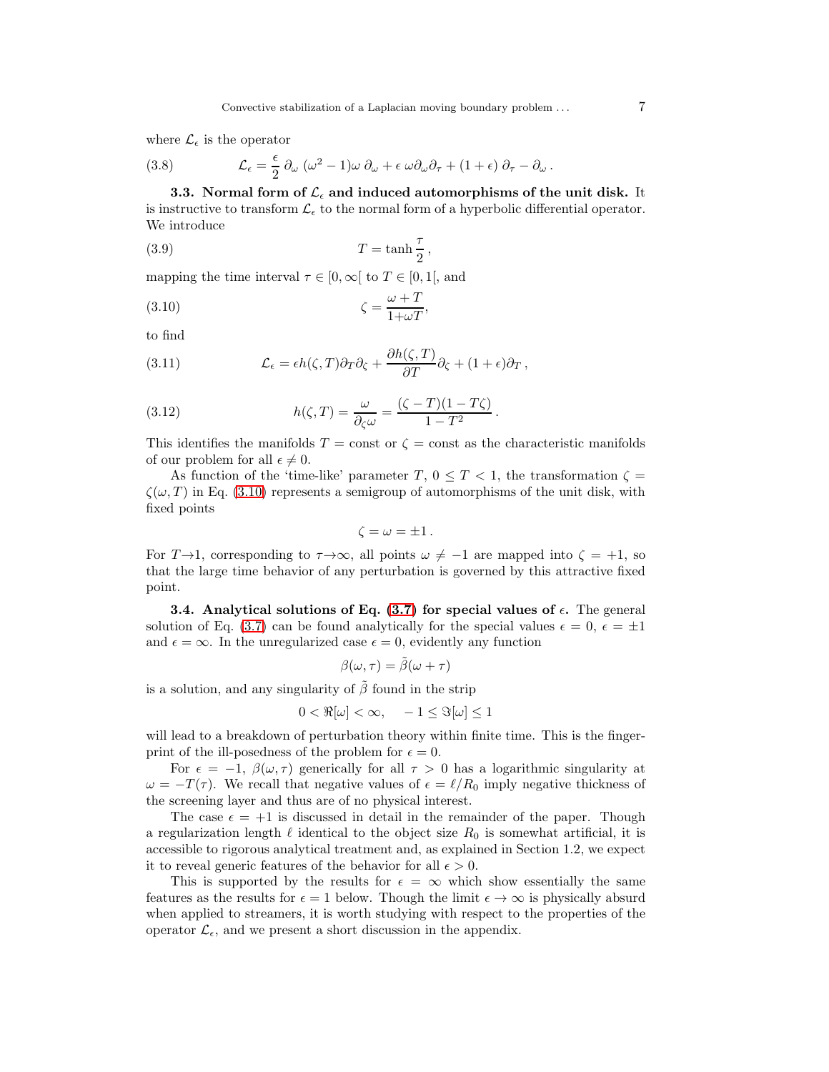where $\mathcal{L}_\epsilon$ is the operator

$$\mathcal{L}_\epsilon = \frac{\epsilon}{2}\,\partial_\omega\,(\omega^2-1)\omega\,\partial_\omega + \epsilon\,\omega\partial_\omega\partial_\tau + (1+\epsilon)\,\partial_\tau - \partial_\omega\,. \tag{3.8}$$

**3.3. Normal form of $\mathcal{L}_\epsilon$ and induced automorphisms of the unit disk.** It is instructive to transform $\mathcal{L}_\epsilon$ to the normal form of a hyperbolic differential operator. We introduce

$$T = \tanh\frac{\tau}{2}\,, \tag{3.9}$$

mapping the time interval $\tau \in [0,\infty[$ to $T \in [0,1[$, and

$$\zeta = \frac{\omega + T}{1+\omega T}, \tag{3.10}$$

to find

$$\mathcal{L}_\epsilon = \epsilon h(\zeta,T)\partial_T\partial_\zeta + \frac{\partial h(\zeta,T)}{\partial T}\partial_\zeta + (1+\epsilon)\partial_T\,, \tag{3.11}$$

$$h(\zeta,T) = \frac{\omega}{\partial_\zeta\omega} = \frac{(\zeta-T)(1-T\zeta)}{1-T^2}\,. \tag{3.12}$$

This identifies the manifolds $T = \text{const}$ or $\zeta = \text{const}$ as the characteristic manifolds of our problem for all $\epsilon \neq 0$.

As function of the 'time-like' parameter $T$, $0 \le T < 1$, the transformation $\zeta = \zeta(\omega, T)$ in Eq. (3.10) represents a semigroup of automorphisms of the unit disk, with fixed points

$$\zeta = \omega = \pm 1\,.$$

For $T \to 1$, corresponding to $\tau \to \infty$, all points $\omega \neq -1$ are mapped into $\zeta = +1$, so that the large time behavior of any perturbation is governed by this attractive fixed point.

**3.4. Analytical solutions of Eq. (3.7) for special values of $\epsilon$.** The general solution of Eq. (3.7) can be found analytically for the special values $\epsilon = 0$, $\epsilon = \pm 1$ and $\epsilon = \infty$. In the unregularized case $\epsilon = 0$, evidently any function

$$\beta(\omega,\tau) = \tilde{\beta}(\omega + \tau)$$

is a solution, and any singularity of $\tilde{\beta}$ found in the strip

$$0 < \Re[\omega] < \infty, \quad -1 \le \Im[\omega] \le 1$$

will lead to a breakdown of perturbation theory within finite time. This is the fingerprint of the ill-posedness of the problem for $\epsilon = 0$.

For $\epsilon = -1$, $\beta(\omega,\tau)$ generically for all $\tau > 0$ has a logarithmic singularity at $\omega = -T(\tau)$. We recall that negative values of $\epsilon = \ell/R_0$ imply negative thickness of the screening layer and thus are of no physical interest.

The case $\epsilon = +1$ is discussed in detail in the remainder of the paper. Though a regularization length $\ell$ identical to the object size $R_0$ is somewhat artificial, it is accessible to rigorous analytical treatment and, as explained in Section 1.2, we expect it to reveal generic features of the behavior for all $\epsilon > 0$.

This is supported by the results for $\epsilon = \infty$ which show essentially the same features as the results for $\epsilon = 1$ below. Though the limit $\epsilon \to \infty$ is physically absurd when applied to streamers, it is worth studying with respect to the properties of the operator $\mathcal{L}_\epsilon$, and we present a short discussion in the appendix.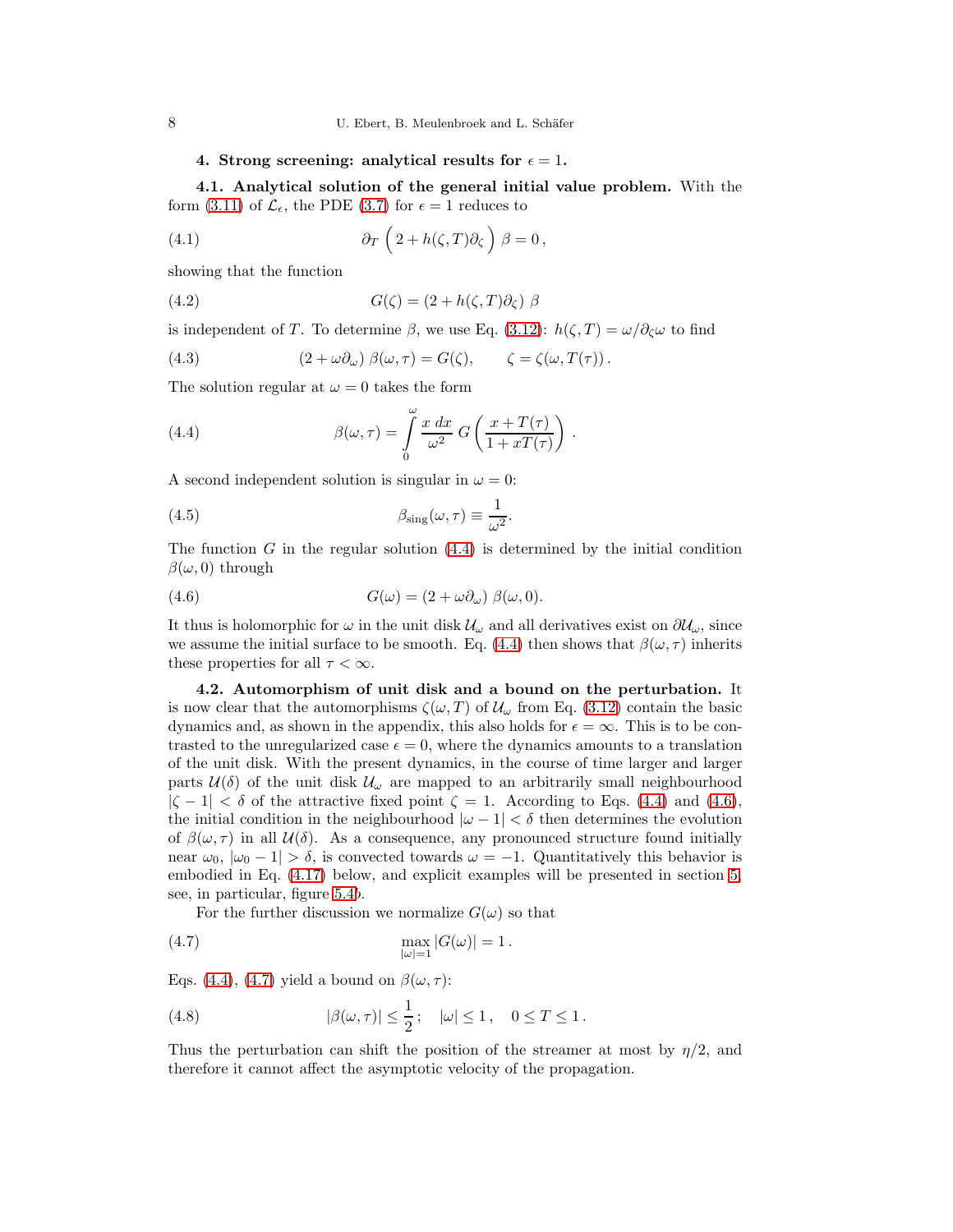**4. Strong screening: analytical results for $\epsilon = 1$.**

**4.1. Analytical solution of the general initial value problem.** With the form (3.11) of $\mathcal{L}_\epsilon$, the PDE (3.7) for $\epsilon = 1$ reduces to

$$\partial_T \left( 2 + h(\zeta, T)\partial_\zeta \right) \beta = 0 \,, \tag{4.1}$$

showing that the function

$$G(\zeta) = (2 + h(\zeta, T)\partial_\zeta)\ \beta \tag{4.2}$$

is independent of $T$. To determine $\beta$, we use Eq. (3.12): $h(\zeta, T) = \omega/\partial_\zeta \omega$ to find

$$(2 + \omega \partial_\omega)\ \beta(\omega, \tau) = G(\zeta), \qquad \zeta = \zeta(\omega, T(\tau)) \,. \tag{4.3}$$

The solution regular at $\omega = 0$ takes the form

$$\beta(\omega, \tau) = \int_0^\omega \frac{x\ dx}{\omega^2}\ G\left( \frac{x + T(\tau)}{1 + xT(\tau)} \right) \,. \tag{4.4}$$

A second independent solution is singular in $\omega = 0$:

$$\beta_{\text{sing}}(\omega, \tau) \equiv \frac{1}{\omega^2}. \tag{4.5}$$

The function $G$ in the regular solution (4.4) is determined by the initial condition $\beta(\omega, 0)$ through

$$G(\omega) = (2 + \omega \partial_\omega)\ \beta(\omega, 0). \tag{4.6}$$

It thus is holomorphic for $\omega$ in the unit disk $\mathcal{U}_\omega$ and all derivatives exist on $\partial\mathcal{U}_\omega$, since we assume the initial surface to be smooth. Eq. (4.4) then shows that $\beta(\omega, \tau)$ inherits these properties for all $\tau < \infty$.

**4.2. Automorphism of unit disk and a bound on the perturbation.** It is now clear that the automorphisms $\zeta(\omega, T)$ of $\mathcal{U}_\omega$ from Eq. (3.12) contain the basic dynamics and, as shown in the appendix, this also holds for $\epsilon = \infty$. This is to be contrasted to the unregularized case $\epsilon = 0$, where the dynamics amounts to a translation of the unit disk. With the present dynamics, in the course of time larger and larger parts $\mathcal{U}(\delta)$ of the unit disk $\mathcal{U}_\omega$ are mapped to an arbitrarily small neighbourhood $|\zeta - 1| < \delta$ of the attractive fixed point $\zeta = 1$. According to Eqs. (4.4) and (4.6), the initial condition in the neighbourhood $|\omega - 1| < \delta$ then determines the evolution of $\beta(\omega, \tau)$ in all $\mathcal{U}(\delta)$. As a consequence, any pronounced structure found initially near $\omega_0$, $|\omega_0 - 1| > \delta$, is convected towards $\omega = -1$. Quantitatively this behavior is embodied in Eq. (4.17) below, and explicit examples will be presented in section 5, see, in particular, figure 5.4b.

For the further discussion we normalize $G(\omega)$ so that

$$\max_{|\omega|=1} |G(\omega)| = 1 \,. \tag{4.7}$$

Eqs. (4.4), (4.7) yield a bound on $\beta(\omega, \tau)$:

$$|\beta(\omega, \tau)| \le \frac{1}{2} \,; \quad |\omega| \le 1 \,, \quad 0 \le T \le 1 \,. \tag{4.8}$$

Thus the perturbation can shift the position of the streamer at most by $\eta/2$, and therefore it cannot affect the asymptotic velocity of the propagation.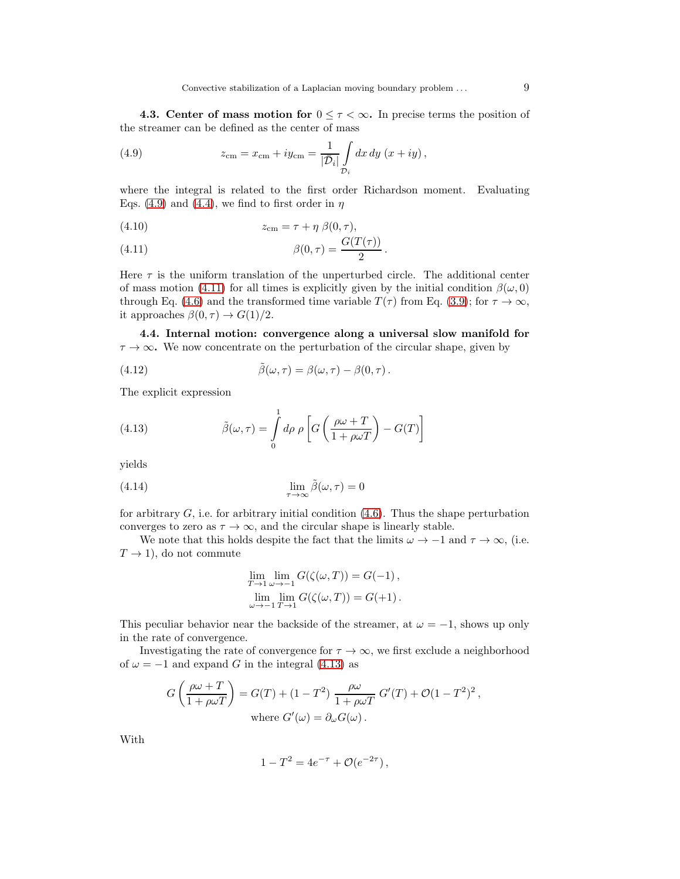**4.3. Center of mass motion for $0 \le \tau < \infty$.** In precise terms the position of the streamer can be defined as the center of mass

$$z_{\rm cm} = x_{\rm cm} + i y_{\rm cm} = \frac{1}{|\mathcal{D}_i|} \int\limits_{\mathcal{D}_i} dx\, dy\, (x + iy)\,, \tag{4.9}$$

where the integral is related to the first order Richardson moment. Evaluating Eqs. (4.9) and (4.4), we find to first order in $\eta$

$$z_{\rm cm} = \tau + \eta\, \beta(0,\tau), \tag{4.10}$$

$$\beta(0,\tau) = \frac{G(T(\tau))}{2}\,. \tag{4.11}$$

Here $\tau$ is the uniform translation of the unperturbed circle. The additional center of mass motion (4.11) for all times is explicitly given by the initial condition $\beta(\omega, 0)$ through Eq. (4.6) and the transformed time variable $T(\tau)$ from Eq. (3.9); for $\tau \to \infty$, it approaches $\beta(0,\tau) \to G(1)/2$.

**4.4. Internal motion: convergence along a universal slow manifold for $\tau \to \infty$.** We now concentrate on the perturbation of the circular shape, given by

$$\tilde{\beta}(\omega,\tau) = \beta(\omega,\tau) - \beta(0,\tau)\,. \tag{4.12}$$

The explicit expression

$$\tilde{\beta}(\omega,\tau) = \int\limits_0^1 d\rho\; \rho \left[ G\left(\frac{\rho\omega + T}{1+\rho\omega T}\right) - G(T) \right] \tag{4.13}$$

yields

$$\lim_{\tau\to\infty} \tilde{\beta}(\omega,\tau) = 0 \tag{4.14}$$

for arbitrary $G$, i.e. for arbitrary initial condition (4.6). Thus the shape perturbation converges to zero as $\tau \to \infty$, and the circular shape is linearly stable.

We note that this holds despite the fact that the limits $\omega \to -1$ and $\tau \to \infty$, (i.e. $T \to 1$), do not commute

$$\lim_{T\to 1} \lim_{\omega\to -1} G(\zeta(\omega, T)) = G(-1)\,,$$
$$\lim_{\omega\to -1} \lim_{T\to 1} G(\zeta(\omega, T)) = G(+1)\,.$$

This peculiar behavior near the backside of the streamer, at $\omega = -1$, shows up only in the rate of convergence.

Investigating the rate of convergence for $\tau \to \infty$, we first exclude a neighborhood of $\omega = -1$ and expand $G$ in the integral (4.13) as

$$G\left(\frac{\rho\omega + T}{1+\rho\omega T}\right) = G(T) + (1-T^2)\,\frac{\rho\omega}{1+\rho\omega T}\,G'(T) + \mathcal{O}(1-T^2)^2\,,$$
$$\text{where } G'(\omega) = \partial_\omega G(\omega)\,.$$

With

$$1 - T^2 = 4e^{-\tau} + \mathcal{O}(e^{-2\tau})\,,$$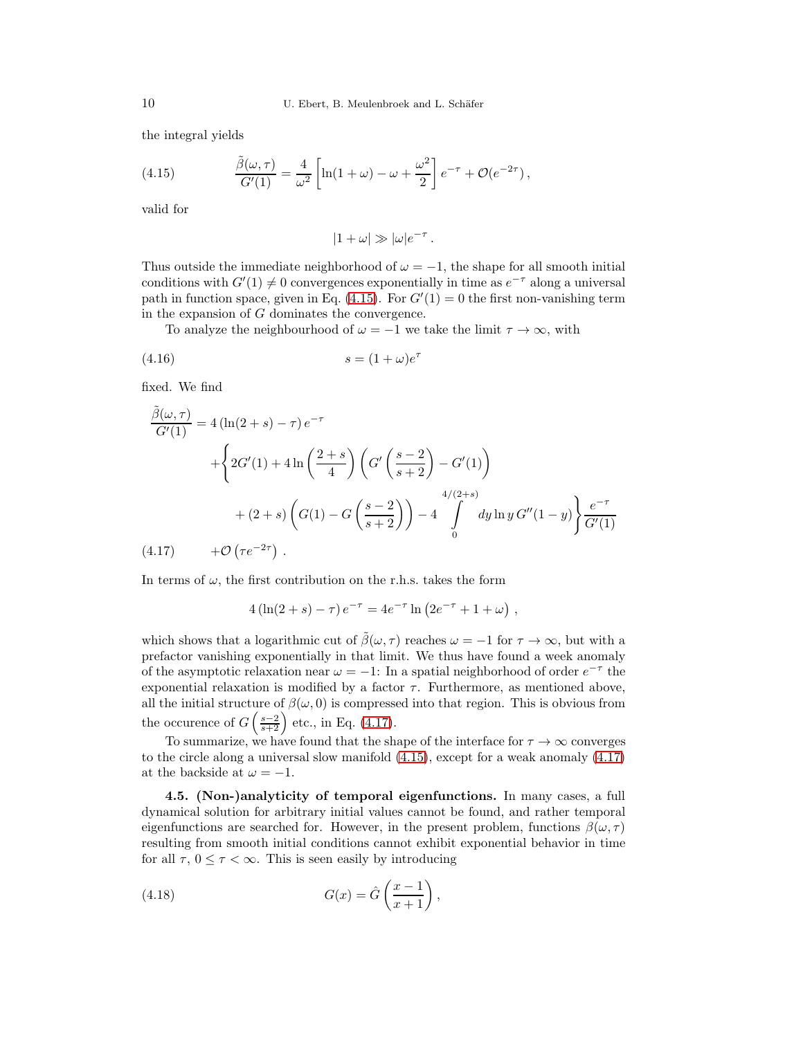the integral yields

$$\frac{\tilde{\beta}(\omega,\tau)}{G'(1)} = \frac{4}{\omega^2}\left[\ln(1+\omega) - \omega + \frac{\omega^2}{2}\right] e^{-\tau} + \mathcal{O}(e^{-2\tau})\,, \tag{4.15}$$

valid for

$$|1+\omega| \gg |\omega| e^{-\tau}\,.$$

Thus outside the immediate neighborhood of $\omega = -1$, the shape for all smooth initial conditions with $G'(1) \neq 0$ convergences exponentially in time as $e^{-\tau}$ along a universal path in function space, given in Eq. (4.15). For $G'(1) = 0$ the first non-vanishing term in the expansion of $G$ dominates the convergence.

To analyze the neighbourhood of $\omega = -1$ we take the limit $\tau \to \infty$, with

$$s = (1+\omega)e^{\tau} \tag{4.16}$$

fixed. We find

$$\begin{aligned}
\frac{\tilde{\beta}(\omega,\tau)}{G'(1)} &= 4\left(\ln(2+s) - \tau\right) e^{-\tau} \\
&\quad + \Bigg\{ 2G'(1) + 4\ln\left(\frac{2+s}{4}\right)\left(G'\left(\frac{s-2}{s+2}\right) - G'(1)\right) \\
&\quad\quad + (2+s)\left(G(1) - G\left(\frac{s-2}{s+2}\right)\right) - 4\int_0^{4/(2+s)} dy \ln y\, G''(1-y) \Bigg\} \frac{e^{-\tau}}{G'(1)} \\
&\quad + \mathcal{O}\left(\tau e^{-2\tau}\right)\,.
\end{aligned} \tag{4.17}$$

In terms of $\omega$, the first contribution on the r.h.s. takes the form

$$4\left(\ln(2+s) - \tau\right) e^{-\tau} = 4e^{-\tau} \ln\left(2e^{-\tau} + 1 + \omega\right)\,,$$

which shows that a logarithmic cut of $\tilde{\beta}(\omega,\tau)$ reaches $\omega = -1$ for $\tau \to \infty$, but with a prefactor vanishing exponentially in that limit. We thus have found a week anomaly of the asymptotic relaxation near $\omega = -1$: In a spatial neighborhood of order $e^{-\tau}$ the exponential relaxation is modified by a factor $\tau$. Furthermore, as mentioned above, all the initial structure of $\beta(\omega, 0)$ is compressed into that region. This is obvious from the occurence of $G\left(\frac{s-2}{s+2}\right)$ etc., in Eq. (4.17).

To summarize, we have found that the shape of the interface for $\tau \to \infty$ converges to the circle along a universal slow manifold (4.15), except for a weak anomaly (4.17) at the backside at $\omega = -1$.

**4.5. (Non-)analyticity of temporal eigenfunctions.** In many cases, a full dynamical solution for arbitrary initial values cannot be found, and rather temporal eigenfunctions are searched for. However, in the present problem, functions $\beta(\omega, \tau)$ resulting from smooth initial conditions cannot exhibit exponential behavior in time for all $\tau$, $0 \leq \tau < \infty$. This is seen easily by introducing

$$G(x) = \hat{G}\left(\frac{x-1}{x+1}\right), \tag{4.18}$$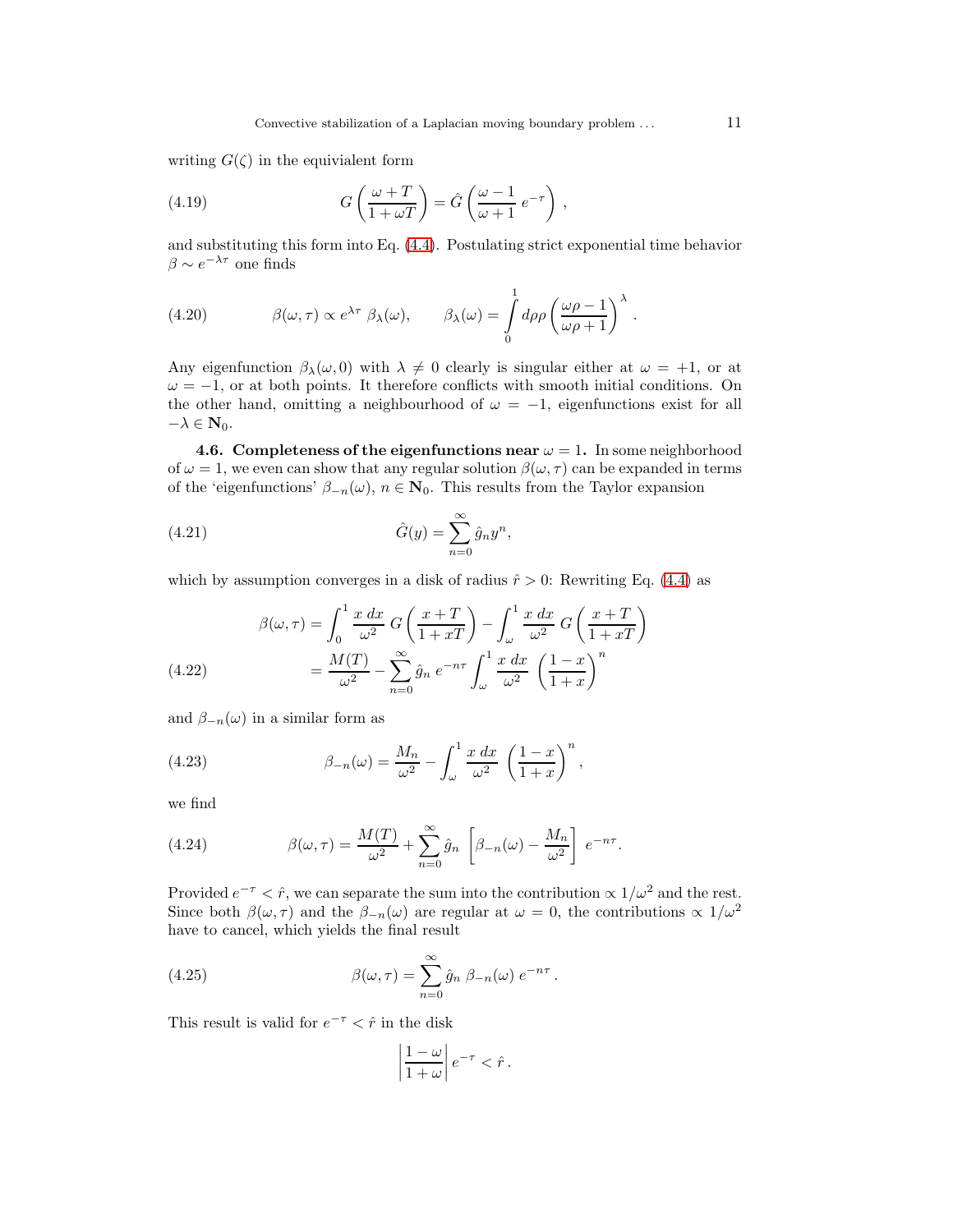writing $G(\zeta)$ in the equivialent form

$$G\left(\frac{\omega+T}{1+\omega T}\right)=\hat{G}\left(\frac{\omega-1}{\omega+1}\,e^{-\tau}\right)\,, \tag{4.19}$$

and substituting this form into Eq. (4.4). Postulating strict exponential time behavior $\beta \sim e^{-\lambda\tau}$ one finds

$$\beta(\omega,\tau)\propto e^{\lambda\tau}\,\beta_\lambda(\omega),\qquad \beta_\lambda(\omega)=\int_0^1 d\rho\rho\left(\frac{\omega\rho-1}{\omega\rho+1}\right)^\lambda . \tag{4.20}$$

Any eigenfunction $\beta_\lambda(\omega,0)$ with $\lambda \neq 0$ clearly is singular either at $\omega = +1$, or at $\omega = -1$, or at both points. It therefore conflicts with smooth initial conditions. On the other hand, omitting a neighbourhood of $\omega = -1$, eigenfunctions exist for all $-\lambda \in \mathbf{N}_0$.

**4.6. Completeness of the eigenfunctions near $\omega = 1$.** In some neighborhood of $\omega = 1$, we even can show that any regular solution $\beta(\omega,\tau)$ can be expanded in terms of the 'eigenfunctions' $\beta_{-n}(\omega)$, $n \in \mathbf{N}_0$. This results from the Taylor expansion

$$\hat{G}(y)=\sum_{n=0}^{\infty}\hat{g}_n y^n, \tag{4.21}$$

which by assumption converges in a disk of radius $\hat{r} > 0$: Rewriting Eq. (4.4) as

$$\begin{aligned}\beta(\omega,\tau)&=\int_0^1\frac{x\,dx}{\omega^2}\,G\left(\frac{x+T}{1+xT}\right)-\int_\omega^1\frac{x\,dx}{\omega^2}\,G\left(\frac{x+T}{1+xT}\right)\\ &=\frac{M(T)}{\omega^2}-\sum_{n=0}^{\infty}\hat{g}_n\,e^{-n\tau}\int_\omega^1\frac{x\,dx}{\omega^2}\,\left(\frac{1-x}{1+x}\right)^n\end{aligned} \tag{4.22}$$

and $\beta_{-n}(\omega)$ in a similar form as

$$\beta_{-n}(\omega)=\frac{M_n}{\omega^2}-\int_\omega^1\frac{x\,dx}{\omega^2}\,\left(\frac{1-x}{1+x}\right)^n, \tag{4.23}$$

we find

$$\beta(\omega,\tau)=\frac{M(T)}{\omega^2}+\sum_{n=0}^{\infty}\hat{g}_n\,\left[\beta_{-n}(\omega)-\frac{M_n}{\omega^2}\right]\,e^{-n\tau}. \tag{4.24}$$

Provided $e^{-\tau} < \hat{r}$, we can separate the sum into the contribution $\propto 1/\omega^2$ and the rest. Since both $\beta(\omega,\tau)$ and the $\beta_{-n}(\omega)$ are regular at $\omega = 0$, the contributions $\propto 1/\omega^2$ have to cancel, which yields the final result

$$\beta(\omega,\tau)=\sum_{n=0}^{\infty}\hat{g}_n\,\beta_{-n}(\omega)\,e^{-n\tau}\,. \tag{4.25}$$

This result is valid for $e^{-\tau} < \hat{r}$ in the disk

$$\left|\frac{1-\omega}{1+\omega}\right|e^{-\tau}<\hat{r}\,.$$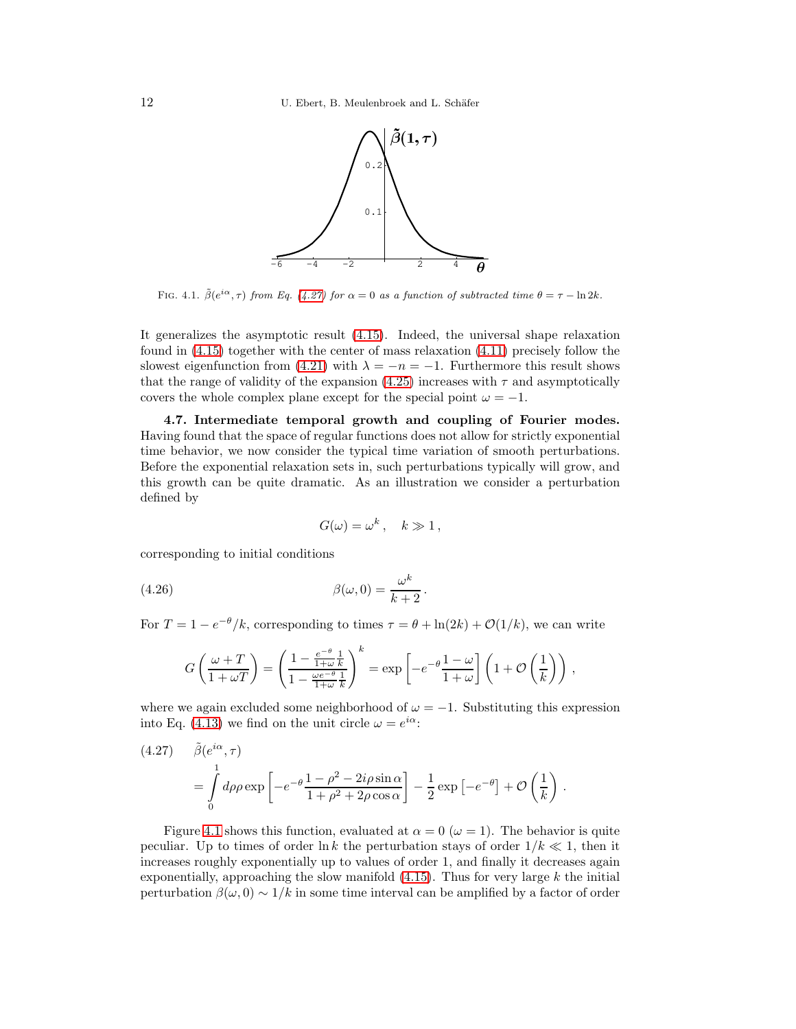Fig. 4.1. $\tilde{\beta}(e^{i\alpha}, \tau)$ *from Eq. (4.27) for* $\alpha = 0$ *as a function of subtracted time* $\theta = \tau - \ln 2k$.

It generalizes the asymptotic result (4.15). Indeed, the universal shape relaxation found in (4.15) together with the center of mass relaxation (4.11) precisely follow the slowest eigenfunction from (4.21) with $\lambda = -n = -1$. Furthermore this result shows that the range of validity of the expansion (4.25) increases with $\tau$ and asymptotically covers the whole complex plane except for the special point $\omega = -1$.

**4.7. Intermediate temporal growth and coupling of Fourier modes.** Having found that the space of regular functions does not allow for strictly exponential time behavior, we now consider the typical time variation of smooth perturbations. Before the exponential relaxation sets in, such perturbations typically will grow, and this growth can be quite dramatic. As an illustration we consider a perturbation defined by

$$G(\omega) = \omega^k \,, \quad k \gg 1 \,,$$

corresponding to initial conditions

$$\beta(\omega, 0) = \frac{\omega^k}{k+2} \,. \tag{4.26}$$

For $T = 1 - e^{-\theta}/k$, corresponding to times $\tau = \theta + \ln(2k) + \mathcal{O}(1/k)$, we can write

$$G\left(\frac{\omega + T}{1 + \omega T}\right) = \left(\frac{1 - \frac{e^{-\theta}}{1+\omega}\frac{1}{k}}{1 - \frac{\omega e^{-\theta}}{1+\omega}\frac{1}{k}}\right)^k = \exp\left[-e^{-\theta}\frac{1-\omega}{1+\omega}\right]\left(1 + \mathcal{O}\left(\frac{1}{k}\right)\right) \,,$$

where we again excluded some neighborhood of $\omega = -1$. Substituting this expression into Eq. (4.13) we find on the unit circle $\omega = e^{i\alpha}$:

$$\tilde{\beta}(e^{i\alpha}, \tau) = \int_0^1 d\rho \rho \exp\left[-e^{-\theta}\frac{1 - \rho^2 - 2i\rho\sin\alpha}{1 + \rho^2 + 2\rho\cos\alpha}\right] - \frac{1}{2}\exp\left[-e^{-\theta}\right] + \mathcal{O}\left(\frac{1}{k}\right) . \tag{4.27}$$

Figure 4.1 shows this function, evaluated at $\alpha = 0$ ($\omega = 1$). The behavior is quite peculiar. Up to times of order $\ln k$ the perturbation stays of order $1/k \ll 1$, then it increases roughly exponentially up to values of order 1, and finally it decreases again exponentially, approaching the slow manifold (4.15). Thus for very large $k$ the initial perturbation $\beta(\omega, 0) \sim 1/k$ in some time interval can be amplified by a factor of order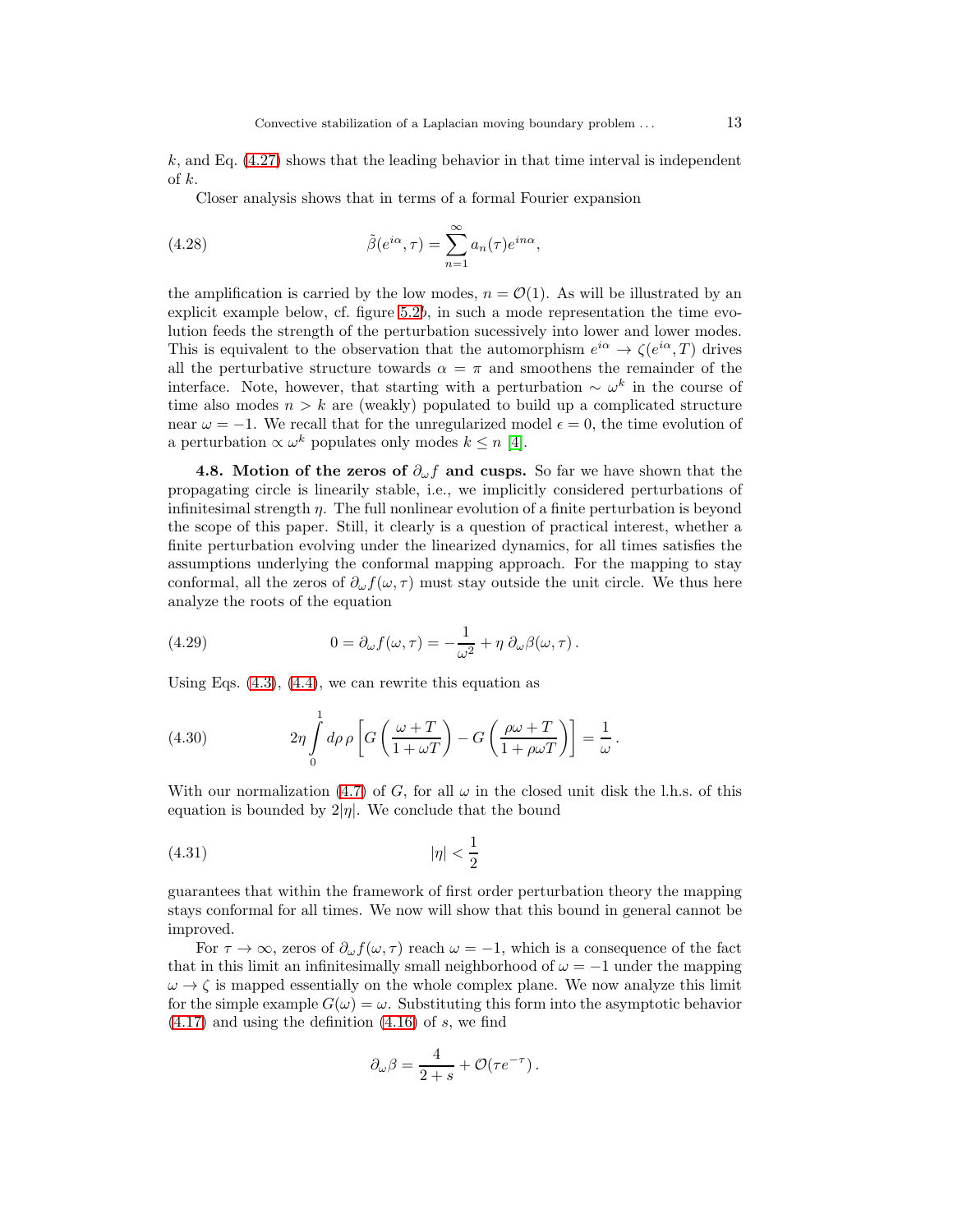$k$, and Eq. (4.27) shows that the leading behavior in that time interval is independent of $k$.

Closer analysis shows that in terms of a formal Fourier expansion

$$\tilde{\beta}(e^{i\alpha}, \tau) = \sum_{n=1}^{\infty} a_n(\tau) e^{in\alpha}, \tag{4.28}$$

the amplification is carried by the low modes, $n = \mathcal{O}(1)$. As will be illustrated by an explicit example below, cf. figure 5.2*b*, in such a mode representation the time evolution feeds the strength of the perturbation sucessively into lower and lower modes. This is equivalent to the observation that the automorphism $e^{i\alpha} \to \zeta(e^{i\alpha}, T)$ drives all the perturbative structure towards $\alpha = \pi$ and smoothens the remainder of the interface. Note, however, that starting with a perturbation $\sim \omega^k$ in the course of time also modes $n > k$ are (weakly) populated to build up a complicated structure near $\omega = -1$. We recall that for the unregularized model $\epsilon = 0$, the time evolution of a perturbation $\propto \omega^k$ populates only modes $k \leq n$ [4].

**4.8. Motion of the zeros of $\partial_\omega f$ and cusps.** So far we have shown that the propagating circle is linearily stable, i.e., we implicitly considered perturbations of infinitesimal strength $\eta$. The full nonlinear evolution of a finite perturbation is beyond the scope of this paper. Still, it clearly is a question of practical interest, whether a finite perturbation evolving under the linearized dynamics, for all times satisfies the assumptions underlying the conformal mapping approach. For the mapping to stay conformal, all the zeros of $\partial_\omega f(\omega, \tau)$ must stay outside the unit circle. We thus here analyze the roots of the equation

$$0 = \partial_\omega f(\omega, \tau) = -\frac{1}{\omega^2} + \eta\, \partial_\omega \beta(\omega, \tau)\,. \tag{4.29}$$

Using Eqs. (4.3), (4.4), we can rewrite this equation as

$$2\eta \int_0^1 d\rho\, \rho \left[ G\left(\frac{\omega + T}{1 + \omega T}\right) - G\left(\frac{\rho\omega + T}{1 + \rho\omega T}\right)\right] = \frac{1}{\omega}\,. \tag{4.30}$$

With our normalization (4.7) of $G$, for all $\omega$ in the closed unit disk the l.h.s. of this equation is bounded by $2|\eta|$. We conclude that the bound

$$|\eta| < \frac{1}{2} \tag{4.31}$$

guarantees that within the framework of first order perturbation theory the mapping stays conformal for all times. We now will show that this bound in general cannot be improved.

For $\tau \to \infty$, zeros of $\partial_\omega f(\omega, \tau)$ reach $\omega = -1$, which is a consequence of the fact that in this limit an infinitesimally small neighborhood of $\omega = -1$ under the mapping $\omega \to \zeta$ is mapped essentially on the whole complex plane. We now analyze this limit for the simple example $G(\omega) = \omega$. Substituting this form into the asymptotic behavior (4.17) and using the definition (4.16) of $s$, we find

$$\partial_\omega \beta = \frac{4}{2 + s} + \mathcal{O}(\tau e^{-\tau})\,.$$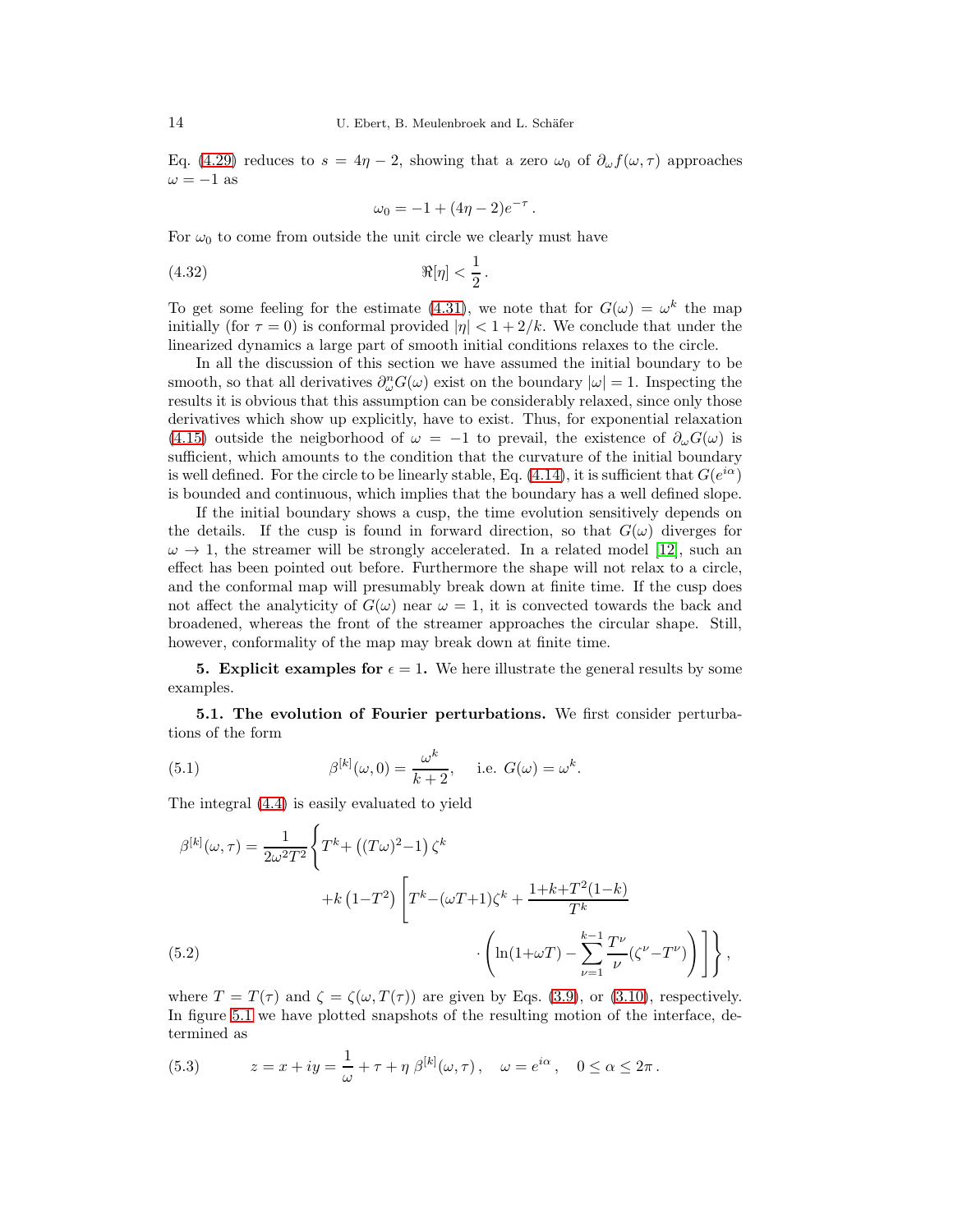Eq. (4.29) reduces to $s = 4\eta - 2$, showing that a zero $\omega_0$ of $\partial_\omega f(\omega, \tau)$ approaches $\omega = -1$ as

$$\omega_0 = -1 + (4\eta - 2)e^{-\tau}\,.$$

For $\omega_0$ to come from outside the unit circle we clearly must have

$$\Re[\eta] < \frac{1}{2}\,. \tag{4.32}$$

To get some feeling for the estimate (4.31), we note that for $G(\omega) = \omega^k$ the map initially (for $\tau = 0$) is conformal provided $|\eta| < 1 + 2/k$. We conclude that under the linearized dynamics a large part of smooth initial conditions relaxes to the circle.

In all the discussion of this section we have assumed the initial boundary to be smooth, so that all derivatives $\partial_\omega^n G(\omega)$ exist on the boundary $|\omega| = 1$. Inspecting the results it is obvious that this assumption can be considerably relaxed, since only those derivatives which show up explicitly, have to exist. Thus, for exponential relaxation (4.15) outside the neigborhood of $\omega = -1$ to prevail, the existence of $\partial_\omega G(\omega)$ is sufficient, which amounts to the condition that the curvature of the initial boundary is well defined. For the circle to be linearly stable, Eq. (4.14), it is sufficient that $G(e^{i\alpha})$ is bounded and continuous, which implies that the boundary has a well defined slope.

If the initial boundary shows a cusp, the time evolution sensitively depends on the details. If the cusp is found in forward direction, so that $G(\omega)$ diverges for $\omega \to 1$, the streamer will be strongly accelerated. In a related model [12], such an effect has been pointed out before. Furthermore the shape will not relax to a circle, and the conformal map will presumably break down at finite time. If the cusp does not affect the analyticity of $G(\omega)$ near $\omega = 1$, it is convected towards the back and broadened, whereas the front of the streamer approaches the circular shape. Still, however, conformality of the map may break down at finite time.

## 5. Explicit examples for $\epsilon = 1$.

We here illustrate the general results by some examples.

### 5.1. The evolution of Fourier perturbations.

We first consider perturbations of the form

$$\beta^{[k]}(\omega, 0) = \frac{\omega^k}{k+2}, \quad \text{i.e. } G(\omega) = \omega^k. \tag{5.1}$$

The integral (4.4) is easily evaluated to yield

$$\begin{aligned}\beta^{[k]}(\omega, \tau) = \frac{1}{2\omega^2 T^2}\Bigg\{ & T^k + \left((T\omega)^2 - 1\right)\zeta^k \\ & + k\left(1 - T^2\right)\Bigg[T^k - (\omega T + 1)\zeta^k + \frac{1 + k + T^2(1-k)}{T^k} \\ & \cdot \left(\ln(1 + \omega T) - \sum_{\nu=1}^{k-1} \frac{T^\nu}{\nu}(\zeta^\nu - T^\nu)\right)\Bigg]\Bigg\}\,,\end{aligned} \tag{5.2}$$

where $T = T(\tau)$ and $\zeta = \zeta(\omega, T(\tau))$ are given by Eqs. (3.9), or (3.10), respectively. In figure 5.1 we have plotted snapshots of the resulting motion of the interface, determined as

$$z = x + iy = \frac{1}{\omega} + \tau + \eta\,\beta^{[k]}(\omega, \tau)\,, \quad \omega = e^{i\alpha}\,, \quad 0 \le \alpha \le 2\pi\,. \tag{5.3}$$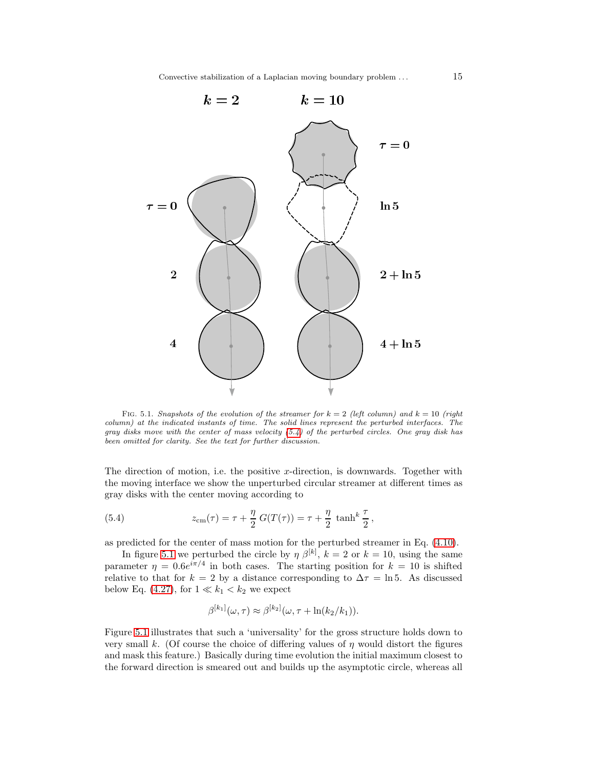FIG. 5.1. *Snapshots of the evolution of the streamer for $k = 2$ (left column) and $k = 10$ (right column) at the indicated instants of time. The solid lines represent the perturbed interfaces. The gray disks move with the center of mass velocity (5.4) of the perturbed circles. One gray disk has been omitted for clarity. See the text for further discussion.*

The direction of motion, i.e. the positive $x$-direction, is downwards. Together with the moving interface we show the unperturbed circular streamer at different times as gray disks with the center moving according to

$$z_{\mathrm{cm}}(\tau) = \tau + \frac{\eta}{2}\, G(T(\tau)) = \tau + \frac{\eta}{2}\, \tanh^k \frac{\tau}{2}\,, \tag{5.4}$$

as predicted for the center of mass motion for the perturbed streamer in Eq. (4.10).

In figure 5.1 we perturbed the circle by $\eta\, \beta^{[k]}$, $k = 2$ or $k = 10$, using the same parameter $\eta = 0.6 e^{i\pi/4}$ in both cases. The starting position for $k = 10$ is shifted relative to that for $k = 2$ by a distance corresponding to $\Delta\tau = \ln 5$. As discussed below Eq. (4.27), for $1 \ll k_1 < k_2$ we expect

$$\beta^{[k_1]}(\omega, \tau) \approx \beta^{[k_2]}(\omega, \tau + \ln(k_2/k_1)).$$

Figure 5.1 illustrates that such a 'universality' for the gross structure holds down to very small $k$. (Of course the choice of differing values of $\eta$ would distort the figures and mask this feature.) Basically during time evolution the initial maximum closest to the forward direction is smeared out and builds up the asymptotic circle, whereas all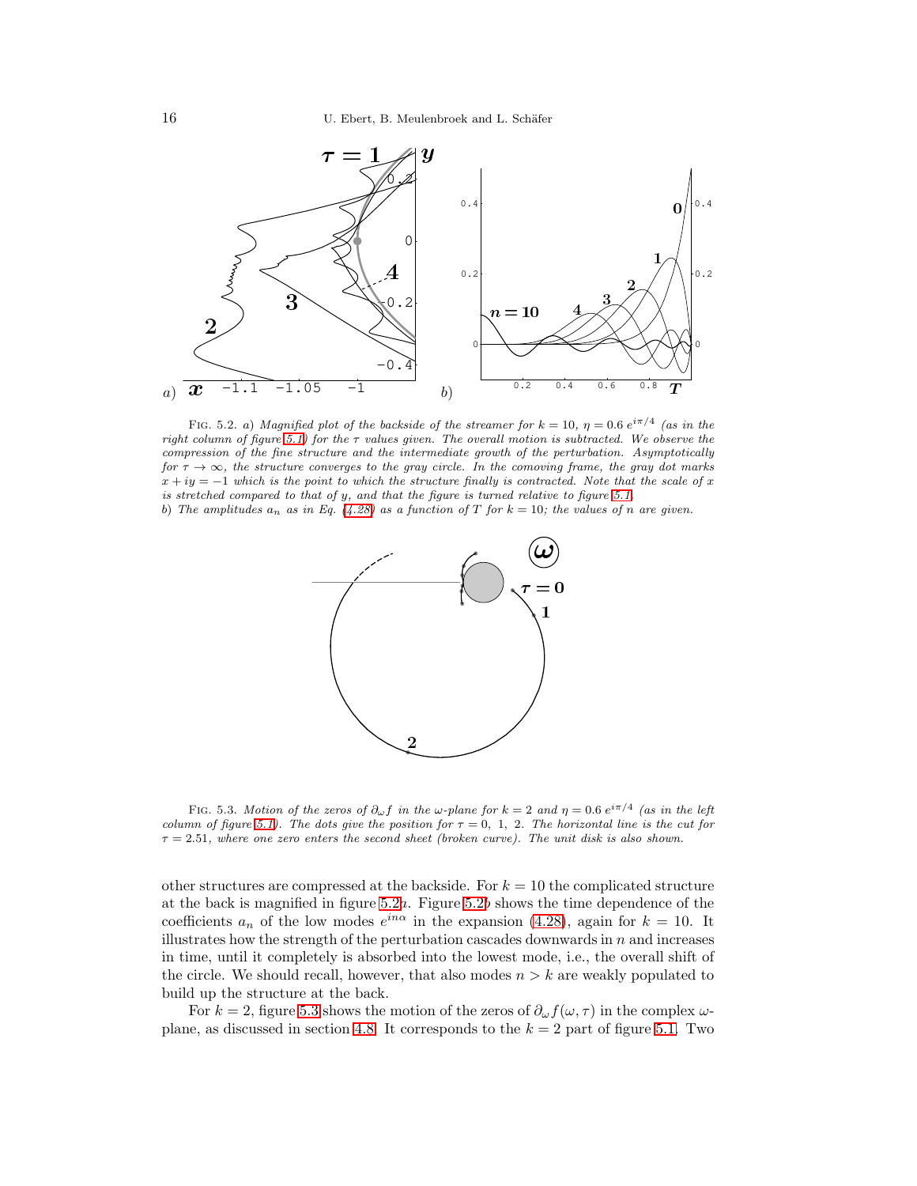FIG. 5.2. *a) Magnified plot of the backside of the streamer for $k = 10$, $\eta = 0.6\, e^{i\pi/4}$ (as in the right column of figure 5.1) for the $\tau$ values given. The overall motion is subtracted. We observe the compression of the fine structure and the intermediate growth of the perturbation. Asymptotically for $\tau \to \infty$, the structure converges to the gray circle. In the comoving frame, the gray dot marks $x + iy = -1$ which is the point to which the structure finally is contracted. Note that the scale of $x$ is stretched compared to that of $y$, and that the figure is turned relative to figure 5.1.*
*b) The amplitudes $a_n$ as in Eq. (4.28) as a function of $T$ for $k = 10$; the values of $n$ are given.*

FIG. 5.3. *Motion of the zeros of $\partial_\omega f$ in the $\omega$-plane for $k = 2$ and $\eta = 0.6\, e^{i\pi/4}$ (as in the left column of figure 5.1). The dots give the position for $\tau = 0,\ 1,\ 2$. The horizontal line is the cut for $\tau = 2.51$, where one zero enters the second sheet (broken curve). The unit disk is also shown.*

other structures are compressed at the backside. For $k = 10$ the complicated structure at the back is magnified in figure 5.2*a*. Figure 5.2*b* shows the time dependence of the coefficients $a_n$ of the low modes $e^{in\alpha}$ in the expansion (4.28), again for $k = 10$. It illustrates how the strength of the perturbation cascades downwards in $n$ and increases in time, until it completely is absorbed into the lowest mode, i.e., the overall shift of the circle. We should recall, however, that also modes $n > k$ are weakly populated to build up the structure at the back.

For $k = 2$, figure 5.3 shows the motion of the zeros of $\partial_\omega f(\omega, \tau)$ in the complex $\omega$-plane, as discussed in section 4.8. It corresponds to the $k = 2$ part of figure 5.1. Two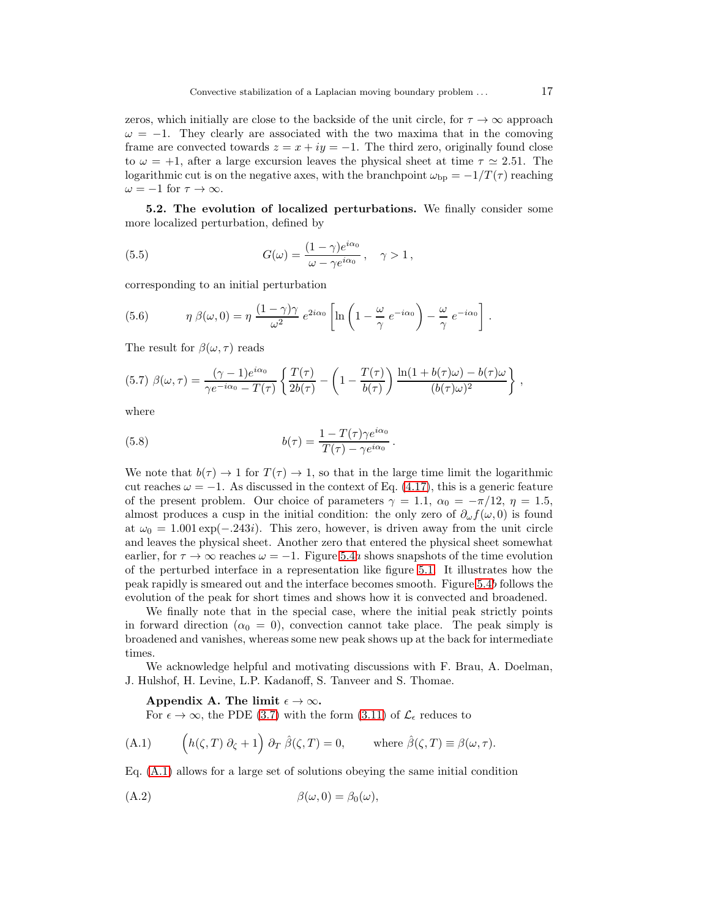zeros, which initially are close to the backside of the unit circle, for $\tau \to \infty$ approach $\omega = -1$. They clearly are associated with the two maxima that in the comoving frame are convected towards $z = x + iy = -1$. The third zero, originally found close to $\omega = +1$, after a large excursion leaves the physical sheet at time $\tau \simeq 2.51$. The logarithmic cut is on the negative axes, with the branchpoint $\omega_{\mathrm{bp}} = -1/T(\tau)$ reaching $\omega = -1$ for $\tau \to \infty$.

**5.2. The evolution of localized perturbations.** We finally consider some more localized perturbation, defined by

$$G(\omega) = \frac{(1-\gamma)e^{i\alpha_0}}{\omega - \gamma e^{i\alpha_0}}\,, \quad \gamma > 1\,, \tag{5.5}$$

corresponding to an initial perturbation

$$\eta\, \beta(\omega, 0) = \eta\, \frac{(1-\gamma)\gamma}{\omega^2}\, e^{2i\alpha_0} \left[ \ln\left(1 - \frac{\omega}{\gamma}\, e^{-i\alpha_0}\right) - \frac{\omega}{\gamma}\, e^{-i\alpha_0} \right]. \tag{5.6}$$

The result for $\beta(\omega, \tau)$ reads

$$\beta(\omega, \tau) = \frac{(\gamma - 1)e^{i\alpha_0}}{\gamma e^{-i\alpha_0} - T(\tau)} \left\{ \frac{T(\tau)}{2b(\tau)} - \left(1 - \frac{T(\tau)}{b(\tau)}\right) \frac{\ln(1 + b(\tau)\omega) - b(\tau)\omega}{(b(\tau)\omega)^2} \right\}, \tag{5.7}$$

where

$$b(\tau) = \frac{1 - T(\tau)\gamma e^{i\alpha_0}}{T(\tau) - \gamma e^{i\alpha_0}}\,. \tag{5.8}$$

We note that $b(\tau) \to 1$ for $T(\tau) \to 1$, so that in the large time limit the logarithmic cut reaches $\omega = -1$. As discussed in the context of Eq. (4.17), this is a generic feature of the present problem. Our choice of parameters $\gamma = 1.1$, $\alpha_0 = -\pi/12$, $\eta = 1.5$, almost produces a cusp in the initial condition: the only zero of $\partial_\omega f(\omega, 0)$ is found at $\omega_0 = 1.001 \exp(-.243i)$. This zero, however, is driven away from the unit circle and leaves the physical sheet. Another zero that entered the physical sheet somewhat earlier, for $\tau \to \infty$ reaches $\omega = -1$. Figure 5.4*a* shows snapshots of the time evolution of the perturbed interface in a representation like figure 5.1. It illustrates how the peak rapidly is smeared out and the interface becomes smooth. Figure 5.4*b* follows the evolution of the peak for short times and shows how it is convected and broadened.

We finally note that in the special case, where the initial peak strictly points in forward direction ($\alpha_0 = 0$), convection cannot take place. The peak simply is broadened and vanishes, whereas some new peak shows up at the back for intermediate times.

We acknowledge helpful and motivating discussions with F. Brau, A. Doelman, J. Hulshof, H. Levine, L.P. Kadanoff, S. Tanveer and S. Thomae.

**Appendix A. The limit $\epsilon \to \infty$.**

For $\epsilon \to \infty$, the PDE (3.7) with the form (3.11) of $\mathcal{L}_\epsilon$ reduces to

$$\Big(h(\zeta, T)\, \partial_\zeta + 1\Big)\, \partial_T\, \hat{\beta}(\zeta, T) = 0, \qquad \text{where } \hat{\beta}(\zeta, T) \equiv \beta(\omega, \tau). \tag{A.1}$$

Eq. (A.1) allows for a large set of solutions obeying the same initial condition

$$\beta(\omega, 0) = \beta_0(\omega), \tag{A.2}$$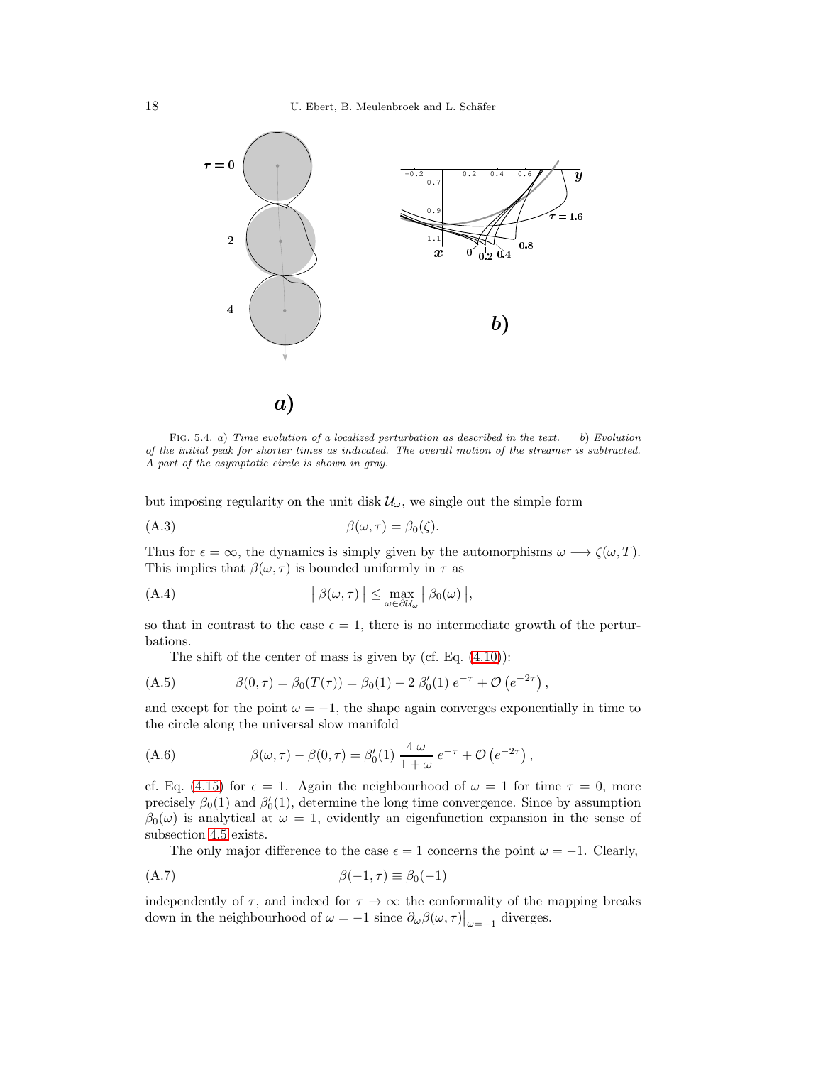FIG. 5.4. *a) Time evolution of a localized perturbation as described in the text. b) Evolution of the initial peak for shorter times as indicated. The overall motion of the streamer is subtracted. A part of the asymptotic circle is shown in gray.*

but imposing regularity on the unit disk $\mathcal{U}_\omega$, we single out the simple form

$$\beta(\omega,\tau) = \beta_0(\zeta). \tag{A.3}$$

Thus for $\epsilon = \infty$, the dynamics is simply given by the automorphisms $\omega \longrightarrow \zeta(\omega, T)$. This implies that $\beta(\omega,\tau)$ is bounded uniformly in $\tau$ as

$$\big|\, \beta(\omega,\tau) \,\big| \leq \max_{\omega \in \partial\mathcal{U}_\omega} \big|\, \beta_0(\omega) \,\big|, \tag{A.4}$$

so that in contrast to the case $\epsilon = 1$, there is no intermediate growth of the perturbations.

The shift of the center of mass is given by (cf. Eq. (4.10)):

$$\beta(0,\tau) = \beta_0(T(\tau)) = \beta_0(1) - 2\,\beta_0'(1)\; e^{-\tau} + \mathcal{O}\left(e^{-2\tau}\right), \tag{A.5}$$

and except for the point $\omega = -1$, the shape again converges exponentially in time to the circle along the universal slow manifold

$$\beta(\omega,\tau) - \beta(0,\tau) = \beta_0'(1)\; \frac{4\,\omega}{1+\omega}\; e^{-\tau} + \mathcal{O}\left(e^{-2\tau}\right), \tag{A.6}$$

cf. Eq. (4.15) for $\epsilon = 1$. Again the neighbourhood of $\omega = 1$ for time $\tau = 0$, more precisely $\beta_0(1)$ and $\beta_0'(1)$, determine the long time convergence. Since by assumption $\beta_0(\omega)$ is analytical at $\omega = 1$, evidently an eigenfunction expansion in the sense of subsection 4.5 exists.

The only major difference to the case $\epsilon = 1$ concerns the point $\omega = -1$. Clearly,

$$\beta(-1,\tau) \equiv \beta_0(-1) \tag{A.7}$$

independently of $\tau$, and indeed for $\tau \to \infty$ the conformality of the mapping breaks down in the neighbourhood of $\omega = -1$ since $\partial_\omega \beta(\omega,\tau)\big|_{\omega=-1}$ diverges.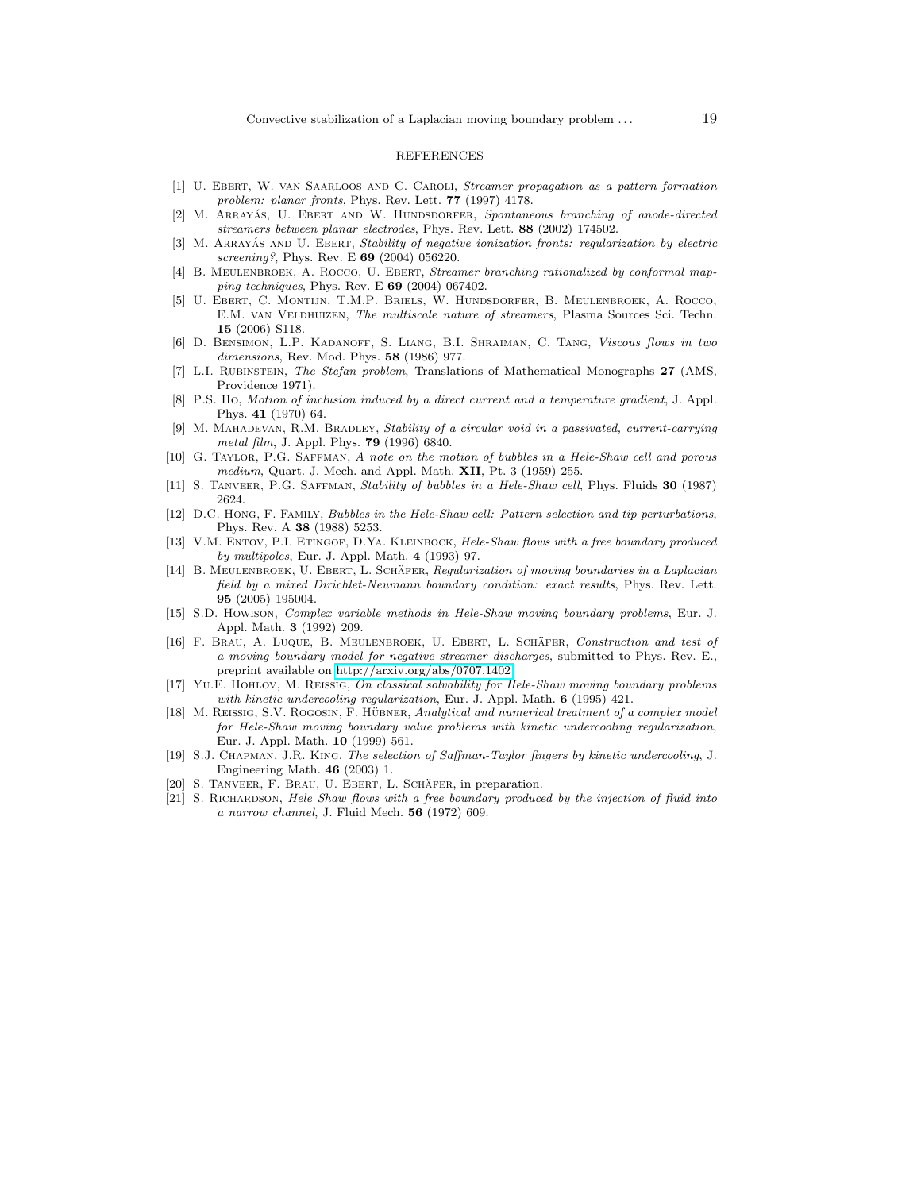## REFERENCES

[1] U. Ebert, W. van Saarloos and C. Caroli, *Streamer propagation as a pattern formation problem: planar fronts*, Phys. Rev. Lett. **77** (1997) 4178.

[2] M. Arrayás, U. Ebert and W. Hundsdorfer, *Spontaneous branching of anode-directed streamers between planar electrodes*, Phys. Rev. Lett. **88** (2002) 174502.

[3] M. Arrayás and U. Ebert, *Stability of negative ionization fronts: regularization by electric screening?*, Phys. Rev. E **69** (2004) 056220.

[4] B. Meulenbroek, A. Rocco, U. Ebert, *Streamer branching rationalized by conformal mapping techniques*, Phys. Rev. E **69** (2004) 067402.

[5] U. Ebert, C. Montijn, T.M.P. Briels, W. Hundsdorfer, B. Meulenbroek, A. Rocco, E.M. van Veldhuizen, *The multiscale nature of streamers*, Plasma Sources Sci. Techn. **15** (2006) S118.

[6] D. Bensimon, L.P. Kadanoff, S. Liang, B.I. Shraiman, C. Tang, *Viscous flows in two dimensions*, Rev. Mod. Phys. **58** (1986) 977.

[7] L.I. Rubinstein, *The Stefan problem*, Translations of Mathematical Monographs **27** (AMS, Providence 1971).

[8] P.S. Ho, *Motion of inclusion induced by a direct current and a temperature gradient*, J. Appl. Phys. **41** (1970) 64.

[9] M. Mahadevan, R.M. Bradley, *Stability of a circular void in a passivated, current-carrying metal film*, J. Appl. Phys. **79** (1996) 6840.

[10] G. Taylor, P.G. Saffman, *A note on the motion of bubbles in a Hele-Shaw cell and porous medium*, Quart. J. Mech. and Appl. Math. **XII**, Pt. 3 (1959) 255.

[11] S. Tanveer, P.G. Saffman, *Stability of bubbles in a Hele-Shaw cell*, Phys. Fluids **30** (1987) 2624.

[12] D.C. Hong, F. Family, *Bubbles in the Hele-Shaw cell: Pattern selection and tip perturbations*, Phys. Rev. A **38** (1988) 5253.

[13] V.M. Entov, P.I. Etingof, D.Ya. Kleinbock, *Hele-Shaw flows with a free boundary produced by multipoles*, Eur. J. Appl. Math. **4** (1993) 97.

[14] B. Meulenbroek, U. Ebert, L. Schäfer, *Regularization of moving boundaries in a Laplacian field by a mixed Dirichlet-Neumann boundary condition: exact results*, Phys. Rev. Lett. **95** (2005) 195004.

[15] S.D. Howison, *Complex variable methods in Hele-Shaw moving boundary problems*, Eur. J. Appl. Math. **3** (1992) 209.

[16] F. Brau, A. Luque, B. Meulenbroek, U. Ebert, L. Schäfer, *Construction and test of a moving boundary model for negative streamer discharges*, submitted to Phys. Rev. E., preprint available on http://arxiv.org/abs/0707.1402

[17] Yu.E. Hohlov, M. Reissig, *On classical solvability for Hele-Shaw moving boundary problems with kinetic undercooling regularization*, Eur. J. Appl. Math. **6** (1995) 421.

[18] M. Reissig, S.V. Rogosin, F. Hübner, *Analytical and numerical treatment of a complex model for Hele-Shaw moving boundary value problems with kinetic undercooling regularization*, Eur. J. Appl. Math. **10** (1999) 561.

[19] S.J. Chapman, J.R. King, *The selection of Saffman-Taylor fingers by kinetic undercooling*, J. Engineering Math. **46** (2003) 1.

[20] S. Tanveer, F. Brau, U. Ebert, L. Schäfer, in preparation.

[21] S. Richardson, *Hele Shaw flows with a free boundary produced by the injection of fluid into a narrow channel*, J. Fluid Mech. **56** (1972) 609.